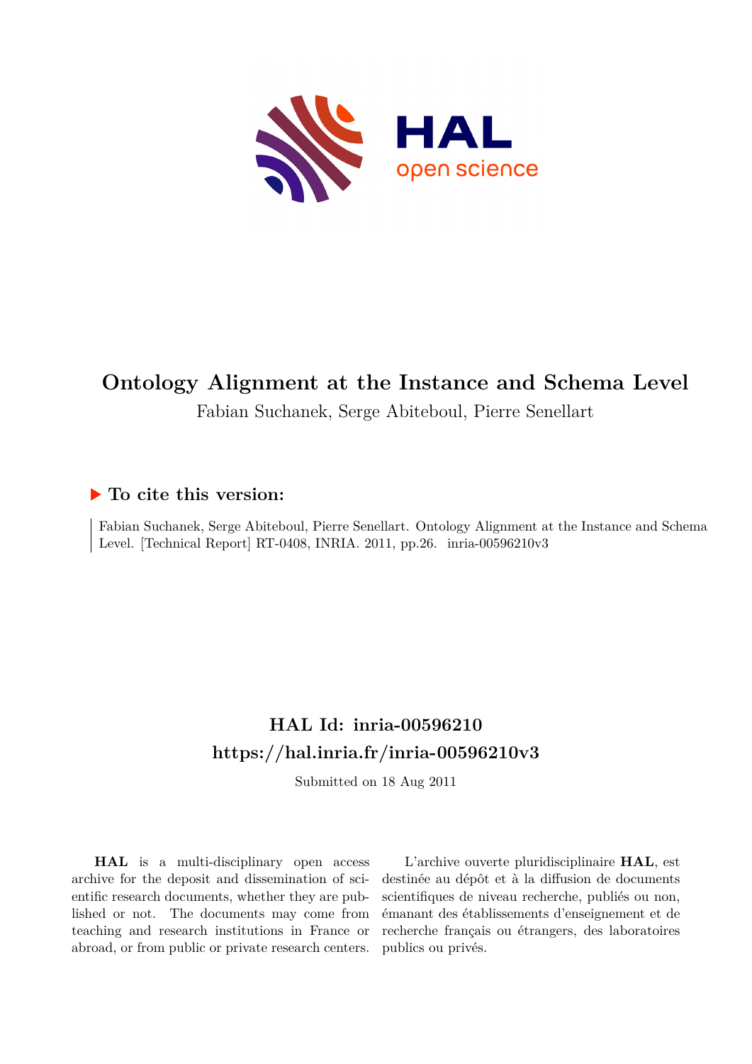# Ontology Alignment at the Instance and Schema Level

Fabian Suchanek, Serge Abiteboul, Pierre Senellart

## ▶ To cite this version:

Fabian Suchanek, Serge Abiteboul, Pierre Senellart. Ontology Alignment at the Instance and Schema Level. [Technical Report] RT-0408, INRIA. 2011, pp.26. inria-00596210v3

## HAL Id: inria-00596210
## https://hal.inria.fr/inria-00596210v3

Submitted on 18 Aug 2011

**HAL** is a multi-disciplinary open access archive for the deposit and dissemination of scientific research documents, whether they are published or not. The documents may come from teaching and research institutions in France or abroad, or from public or private research centers.

L'archive ouverte pluridisciplinaire **HAL**, est destinée au dépôt et à la diffusion de documents scientifiques de niveau recherche, publiés ou non, émanant des établissements d'enseignement et de recherche français ou étrangers, des laboratoires publics ou privés.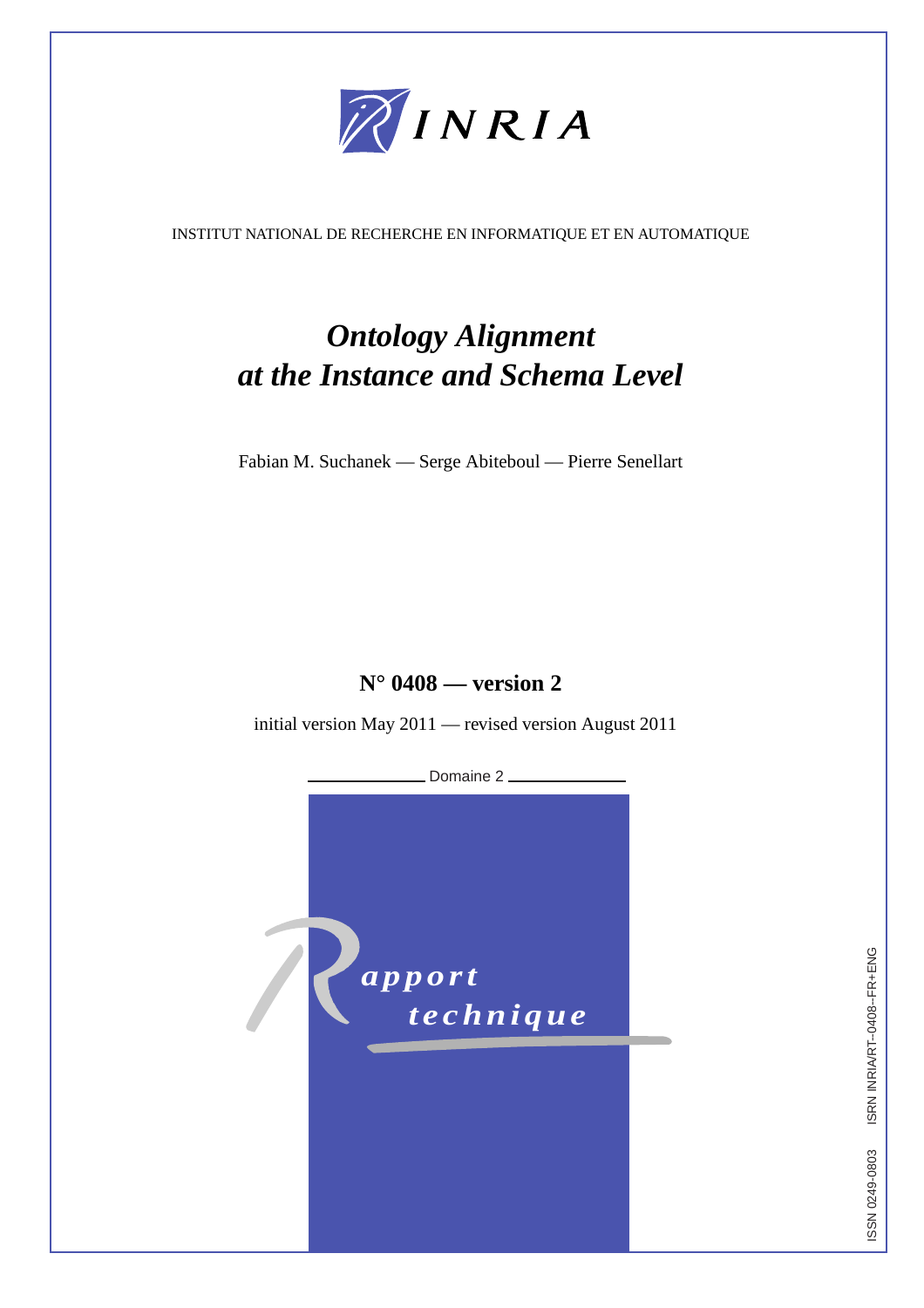INRIA

INSTITUT NATIONAL DE RECHERCHE EN INFORMATIQUE ET EN AUTOMATIQUE

# *Ontology Alignment at the Instance and Schema Level*

Fabian M. Suchanek — Serge Abiteboul — Pierre Senellart

**N° 0408 — version 2**

initial version May 2011 — revised version August 2011

Domaine 2

Rapport technique

ISSN 0249-0803 ISRN INRIA/RT--0408--FR+ENG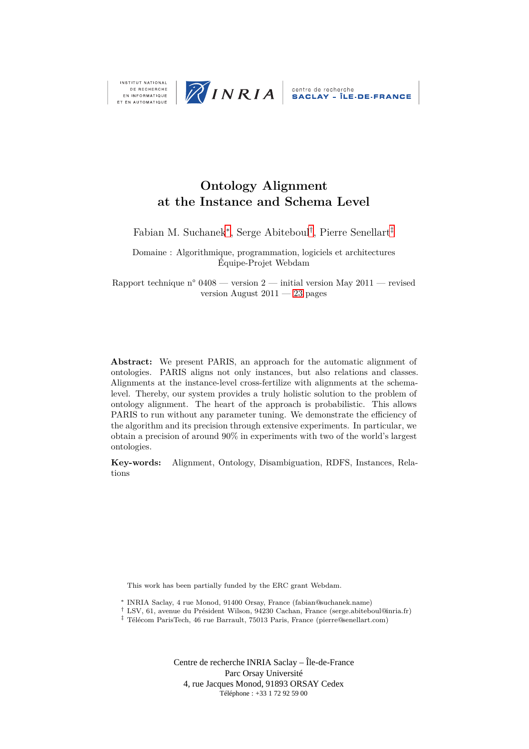INSTITUT NATIONAL DE RECHERCHE EN INFORMATIQUE ET EN AUTOMATIQUE

INRIA

centre de recherche SACLAY - ÎLE-DE-FRANCE

# Ontology Alignment at the Instance and Schema Level

Fabian M. Suchanek[*], Serge Abiteboul[†], Pierre Senellart[‡]

Domaine : Algorithmique, programmation, logiciels et architectures
Équipe-Projet Webdam

Rapport technique n° 0408 — version 2 — initial version May 2011 — revised version August 2011 — 23 pages

**Abstract:** We present PARIS, an approach for the automatic alignment of ontologies. PARIS aligns not only instances, but also relations and classes. Alignments at the instance-level cross-fertilize with alignments at the schema-level. Thereby, our system provides a truly holistic solution to the problem of ontology alignment. The heart of the approach is probabilistic. This allows PARIS to run without any parameter tuning. We demonstrate the efficiency of the algorithm and its precision through extensive experiments. In particular, we obtain a precision of around 90% in experiments with two of the world's largest ontologies.

**Key-words:** Alignment, Ontology, Disambiguation, RDFS, Instances, Relations

This work has been partially funded by the ERC grant Webdam.

[*] INRIA Saclay, 4 rue Monod, 91400 Orsay, France (fabian@suchanek.name)
[†] LSV, 61, avenue du Président Wilson, 94230 Cachan, France (serge.abiteboul@inria.fr)
[‡] Télécom ParisTech, 46 rue Barrault, 75013 Paris, France (pierre@senellart.com)

Centre de recherche INRIA Saclay – Île-de-France
Parc Orsay Université
4, rue Jacques Monod, 91893 ORSAY Cedex
Téléphone : +33 1 72 92 59 00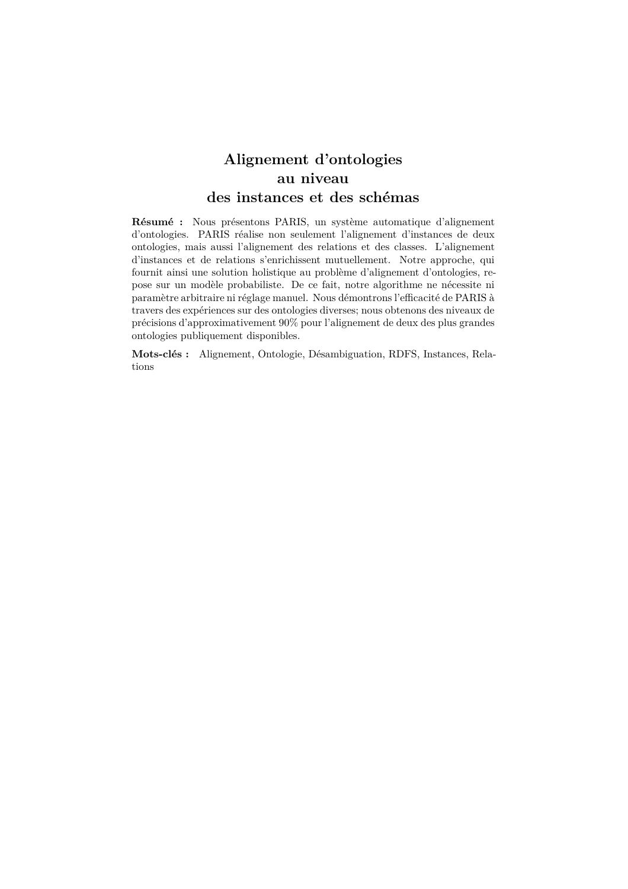# Alignement d'ontologies au niveau des instances et des schémas

**Résumé :** Nous présentons PARIS, un système automatique d'alignement d'ontologies. PARIS réalise non seulement l'alignement d'instances de deux ontologies, mais aussi l'alignement des relations et des classes. L'alignement d'instances et de relations s'enrichissent mutuellement. Notre approche, qui fournit ainsi une solution holistique au problème d'alignement d'ontologies, repose sur un modèle probabiliste. De ce fait, notre algorithme ne nécessite ni paramètre arbitraire ni réglage manuel. Nous démontrons l'efficacité de PARIS à travers des expériences sur des ontologies diverses; nous obtenons des niveaux de précisions d'approximativement 90% pour l'alignement de deux des plus grandes ontologies publiquement disponibles.

**Mots-clés :** Alignement, Ontologie, Désambiguation, RDFS, Instances, Relations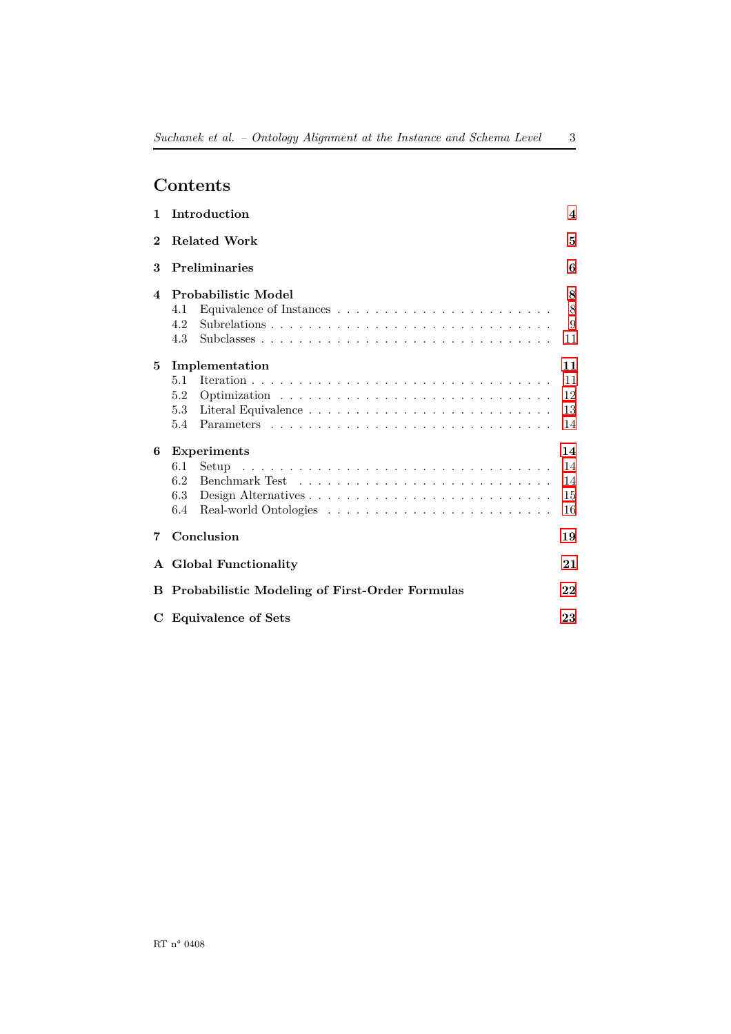# Contents

**1 Introduction** **4**

**2 Related Work** **5**

**3 Preliminaries** **6**

**4 Probabilistic Model** **8**
- 4.1 Equivalence of Instances . . . . . . . . . . . . . . . . . . . . . . . 8
- 4.2 Subrelations . . . . . . . . . . . . . . . . . . . . . . . . . . . . . 9
- 4.3 Subclasses . . . . . . . . . . . . . . . . . . . . . . . . . . . . . . 11

**5 Implementation** **11**
- 5.1 Iteration . . . . . . . . . . . . . . . . . . . . . . . . . . . . . . . 11
- 5.2 Optimization . . . . . . . . . . . . . . . . . . . . . . . . . . . . . 12
- 5.3 Literal Equivalence . . . . . . . . . . . . . . . . . . . . . . . . . 13
- 5.4 Parameters . . . . . . . . . . . . . . . . . . . . . . . . . . . . . . 14

**6 Experiments** **14**
- 6.1 Setup . . . . . . . . . . . . . . . . . . . . . . . . . . . . . . . . . 14
- 6.2 Benchmark Test . . . . . . . . . . . . . . . . . . . . . . . . . . . 14
- 6.3 Design Alternatives . . . . . . . . . . . . . . . . . . . . . . . . . 15
- 6.4 Real-world Ontologies . . . . . . . . . . . . . . . . . . . . . . . . 16

**7 Conclusion** **19**

**A Global Functionality** **21**

**B Probabilistic Modeling of First-Order Formulas** **22**

**C Equivalence of Sets** **23**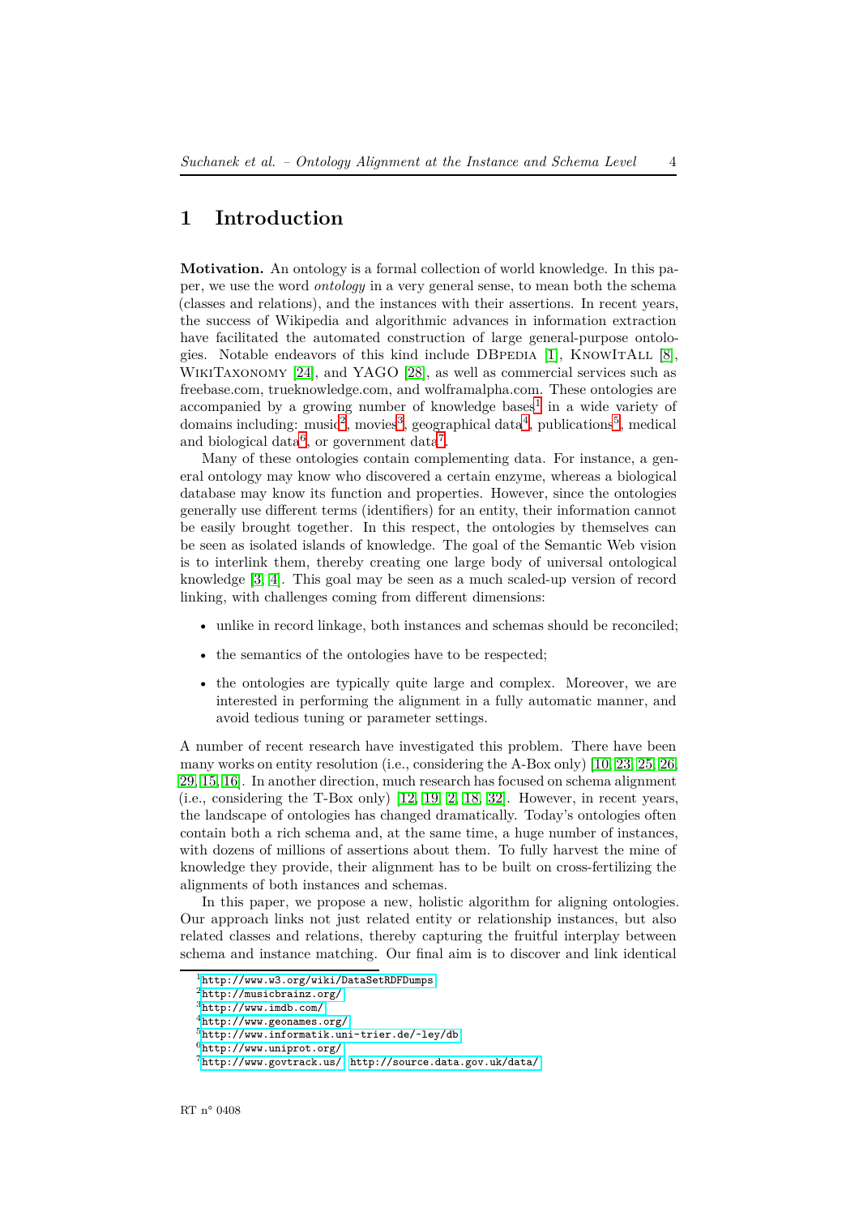# 1 Introduction

**Motivation.** An ontology is a formal collection of world knowledge. In this paper, we use the word *ontology* in a very general sense, to mean both the schema (classes and relations), and the instances with their assertions. In recent years, the success of Wikipedia and algorithmic advances in information extraction have facilitated the automated construction of large general-purpose ontologies. Notable endeavors of this kind include DBpedia [1], KnowItAll [8], WikiTaxonomy [24], and YAGO [28], as well as commercial services such as freebase.com, trueknowledge.com, and wolframalpha.com. These ontologies are accompanied by a growing number of knowledge bases[1] in a wide variety of domains including: music[2], movies[3], geographical data[4], publications[5], medical and biological data[6], or government data[7].

Many of these ontologies contain complementing data. For instance, a general ontology may know who discovered a certain enzyme, whereas a biological database may know its function and properties. However, since the ontologies generally use different terms (identifiers) for an entity, their information cannot be easily brought together. In this respect, the ontologies by themselves can be seen as isolated islands of knowledge. The goal of the Semantic Web vision is to interlink them, thereby creating one large body of universal ontological knowledge [3, 4]. This goal may be seen as a much scaled-up version of record linking, with challenges coming from different dimensions:

- unlike in record linkage, both instances and schemas should be reconciled;
- the semantics of the ontologies have to be respected;
- the ontologies are typically quite large and complex. Moreover, we are interested in performing the alignment in a fully automatic manner, and avoid tedious tuning or parameter settings.

A number of recent research have investigated this problem. There have been many works on entity resolution (i.e., considering the A-Box only) [10, 23, 25, 26, 29, 15, 16]. In another direction, much research has focused on schema alignment (i.e., considering the T-Box only) [12, 19, 2, 18, 32]. However, in recent years, the landscape of ontologies has changed dramatically. Today's ontologies often contain both a rich schema and, at the same time, a huge number of instances, with dozens of millions of assertions about them. To fully harvest the mine of knowledge they provide, their alignment has to be built on cross-fertilizing the alignments of both instances and schemas.

In this paper, we propose a new, holistic algorithm for aligning ontologies. Our approach links not just related entity or relationship instances, but also related classes and relations, thereby capturing the fruitful interplay between schema and instance matching. Our final aim is to discover and link identical

[1] http://www.w3.org/wiki/DataSetRDFDumps
[2] http://musicbrainz.org/
[3] http://www.imdb.com/
[4] http://www.geonames.org/
[5] http://www.informatik.uni-trier.de/~ley/db
[6] http://www.uniprot.org/
[7] http://www.govtrack.us/, http://source.data.gov.uk/data/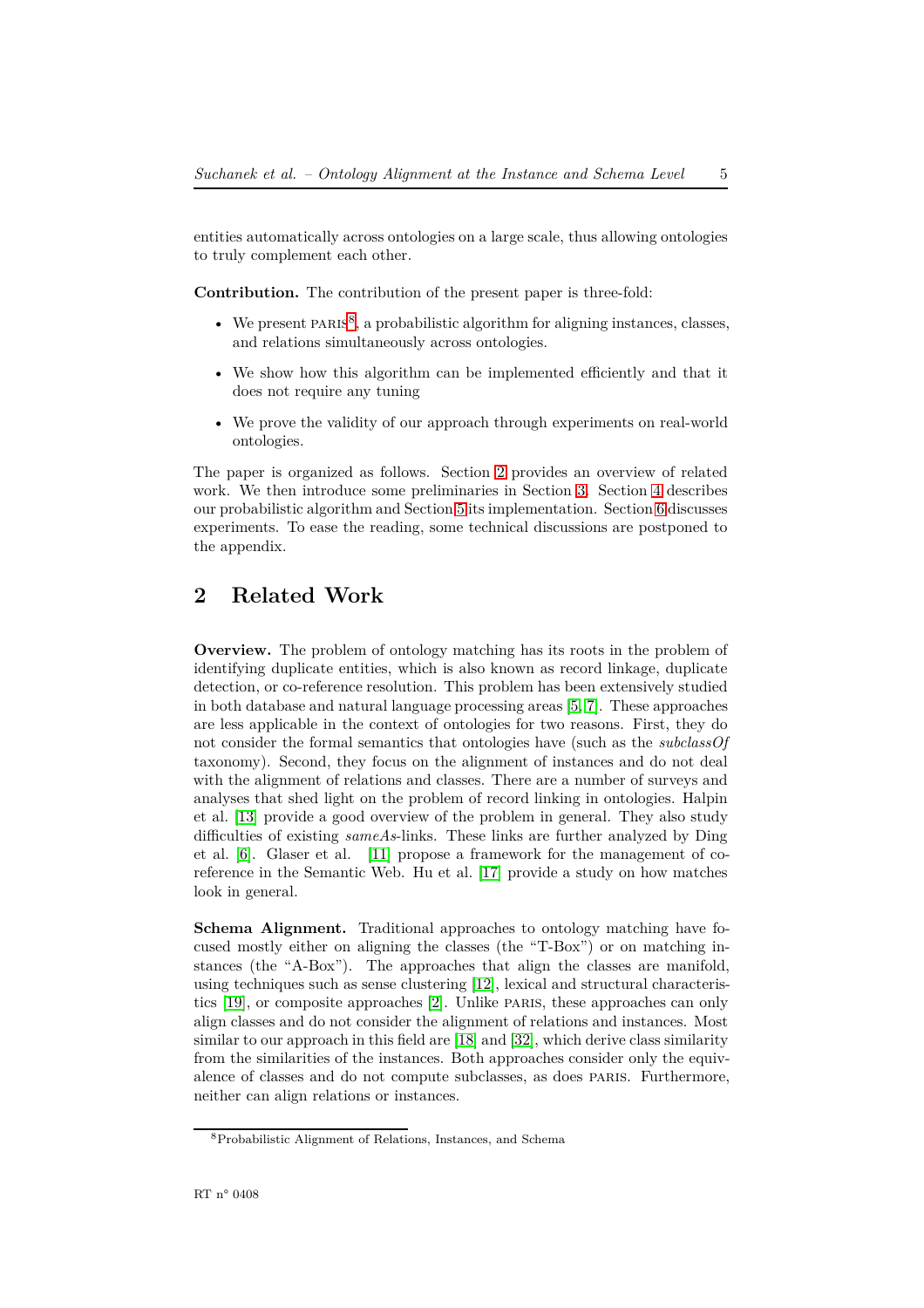entities automatically across ontologies on a large scale, thus allowing ontologies to truly complement each other.

**Contribution.** The contribution of the present paper is three-fold:

- We present PARIS[8], a probabilistic algorithm for aligning instances, classes, and relations simultaneously across ontologies.
- We show how this algorithm can be implemented efficiently and that it does not require any tuning
- We prove the validity of our approach through experiments on real-world ontologies.

The paper is organized as follows. Section 2 provides an overview of related work. We then introduce some preliminaries in Section 3. Section 4 describes our probabilistic algorithm and Section 5 its implementation. Section 6 discusses experiments. To ease the reading, some technical discussions are postponed to the appendix.

## 2 Related Work

**Overview.** The problem of ontology matching has its roots in the problem of identifying duplicate entities, which is also known as record linkage, duplicate detection, or co-reference resolution. This problem has been extensively studied in both database and natural language processing areas [5, 7]. These approaches are less applicable in the context of ontologies for two reasons. First, they do not consider the formal semantics that ontologies have (such as the *subclassOf* taxonomy). Second, they focus on the alignment of instances and do not deal with the alignment of relations and classes. There are a number of surveys and analyses that shed light on the problem of record linking in ontologies. Halpin et al. [13] provide a good overview of the problem in general. They also study difficulties of existing *sameAs*-links. These links are further analyzed by Ding et al. [6]. Glaser et al. [11] propose a framework for the management of co-reference in the Semantic Web. Hu et al. [17] provide a study on how matches look in general.

**Schema Alignment.** Traditional approaches to ontology matching have focused mostly either on aligning the classes (the "T-Box") or on matching instances (the "A-Box"). The approaches that align the classes are manifold, using techniques such as sense clustering [12], lexical and structural characteristics [19], or composite approaches [2]. Unlike PARIS, these approaches can only align classes and do not consider the alignment of relations and instances. Most similar to our approach in this field are [18] and [32], which derive class similarity from the similarities of the instances. Both approaches consider only the equivalence of classes and do not compute subclasses, as does PARIS. Furthermore, neither can align relations or instances.

[8]Probabilistic Alignment of Relations, Instances, and Schema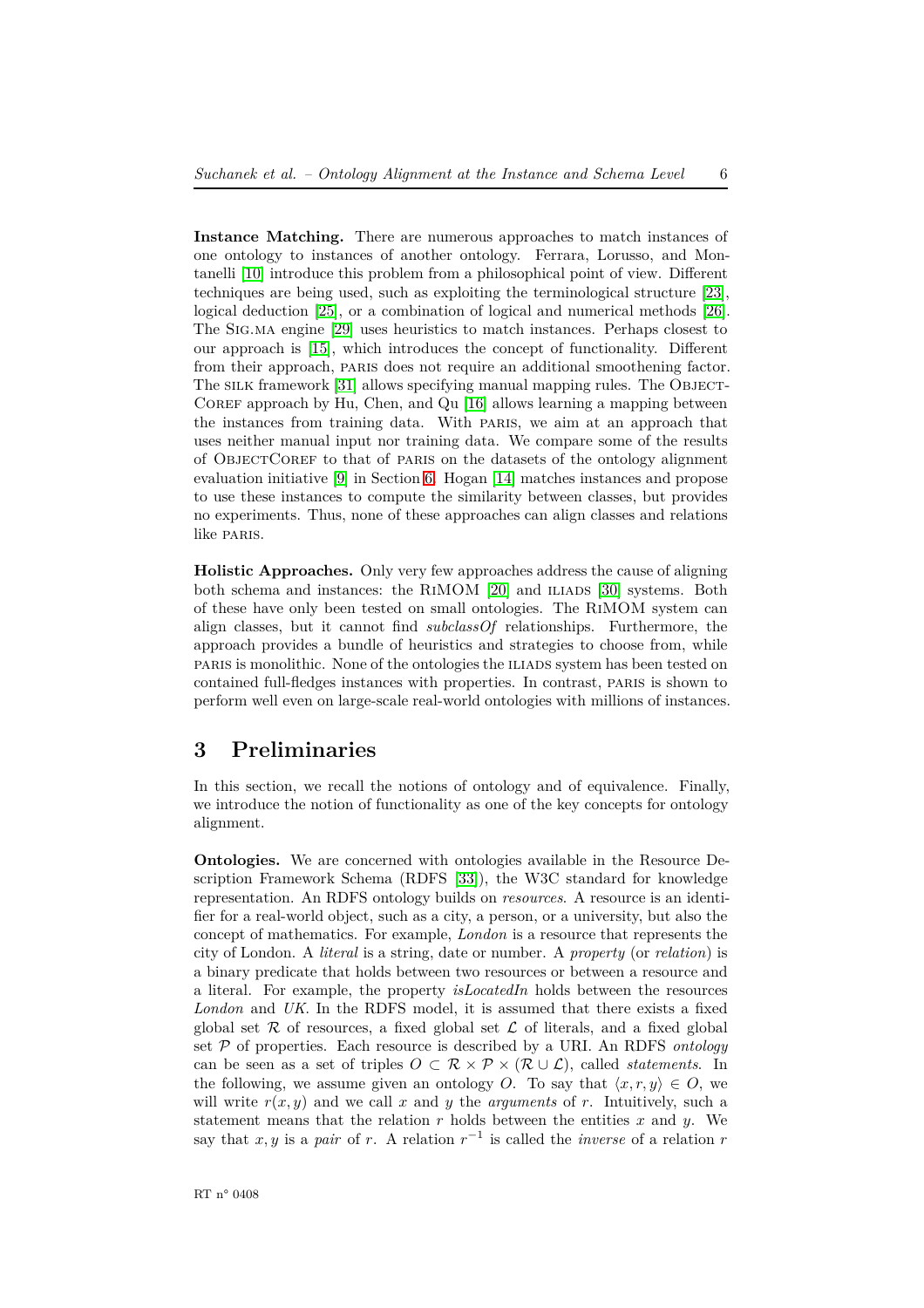**Instance Matching.** There are numerous approaches to match instances of one ontology to instances of another ontology. Ferrara, Lorusso, and Montanelli [10] introduce this problem from a philosophical point of view. Different techniques are being used, such as exploiting the terminological structure [23], logical deduction [25], or a combination of logical and numerical methods [26]. The Sig.ma engine [29] uses heuristics to match instances. Perhaps closest to our approach is [15], which introduces the concept of functionality. Different from their approach, paris does not require an additional smoothening factor. The silk framework [31] allows specifying manual mapping rules. The ObjectCoref approach by Hu, Chen, and Qu [16] allows learning a mapping between the instances from training data. With paris, we aim at an approach that uses neither manual input nor training data. We compare some of the results of ObjectCoref to that of paris on the datasets of the ontology alignment evaluation initiative [9] in Section 6. Hogan [14] matches instances and propose to use these instances to compute the similarity between classes, but provides no experiments. Thus, none of these approaches can align classes and relations like paris.

**Holistic Approaches.** Only very few approaches address the cause of aligning both schema and instances: the RiMOM [20] and iliads [30] systems. Both of these have only been tested on small ontologies. The RiMOM system can align classes, but it cannot find *subclassOf* relationships. Furthermore, the approach provides a bundle of heuristics and strategies to choose from, while paris is monolithic. None of the ontologies the iliads system has been tested on contained full-fledges instances with properties. In contrast, paris is shown to perform well even on large-scale real-world ontologies with millions of instances.

# 3 Preliminaries

In this section, we recall the notions of ontology and of equivalence. Finally, we introduce the notion of functionality as one of the key concepts for ontology alignment.

**Ontologies.** We are concerned with ontologies available in the Resource Description Framework Schema (RDFS [33]), the W3C standard for knowledge representation. An RDFS ontology builds on *resources*. A resource is an identifier for a real-world object, such as a city, a person, or a university, but also the concept of mathematics. For example, *London* is a resource that represents the city of London. A *literal* is a string, date or number. A *property* (or *relation*) is a binary predicate that holds between two resources or between a resource and a literal. For example, the property *isLocatedIn* holds between the resources *London* and *UK*. In the RDFS model, it is assumed that there exists a fixed global set $\mathcal{R}$ of resources, a fixed global set $\mathcal{L}$ of literals, and a fixed global set $\mathcal{P}$ of properties. Each resource is described by a URI. An RDFS *ontology* can be seen as a set of triples $O \subset \mathcal{R} \times \mathcal{P} \times (\mathcal{R} \cup \mathcal{L})$, called *statements*. In the following, we assume given an ontology $O$. To say that $\langle x, r, y \rangle \in O$, we will write $r(x, y)$ and we call $x$ and $y$ the *arguments* of $r$. Intuitively, such a statement means that the relation $r$ holds between the entities $x$ and $y$. We say that $x, y$ is a *pair* of $r$. A relation $r^{-1}$ is called the *inverse* of a relation $r$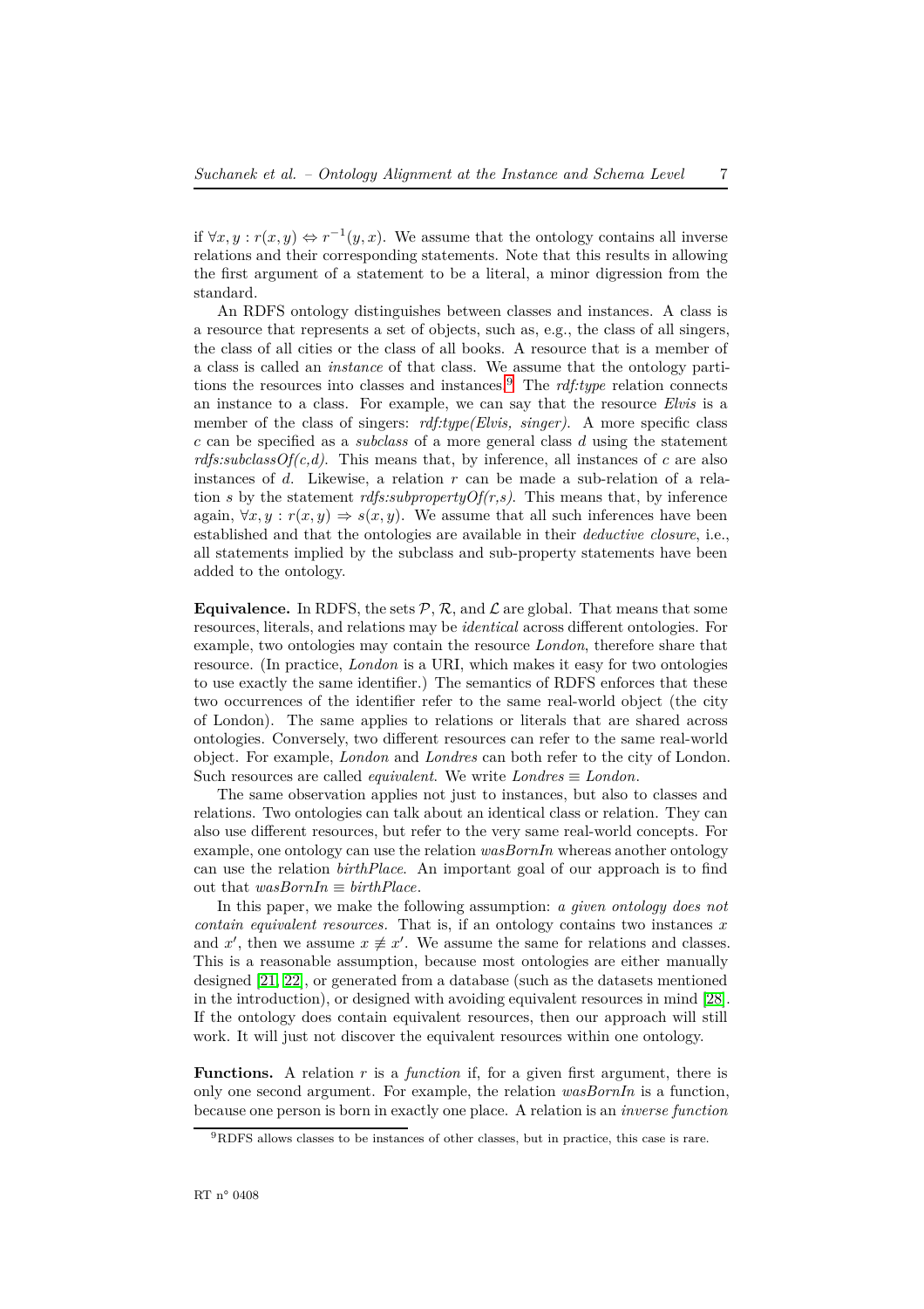if $\forall x, y : r(x, y) \Leftrightarrow r^{-1}(y, x)$. We assume that the ontology contains all inverse relations and their corresponding statements. Note that this results in allowing the first argument of a statement to be a literal, a minor digression from the standard.

An RDFS ontology distinguishes between classes and instances. A class is a resource that represents a set of objects, such as, e.g., the class of all singers, the class of all cities or the class of all books. A resource that is a member of a class is called an *instance* of that class. We assume that the ontology partitions the resources into classes and instances.[9] The *rdf:type* relation connects an instance to a class. For example, we can say that the resource *Elvis* is a member of the class of singers: *rdf:type(Elvis, singer)*. A more specific class $c$ can be specified as a *subclass* of a more general class $d$ using the statement *rdfs:subclassOf(c,d)*. This means that, by inference, all instances of $c$ are also instances of $d$. Likewise, a relation $r$ can be made a sub-relation of a relation $s$ by the statement *rdfs:subpropertyOf(r,s)*. This means that, by inference again, $\forall x, y : r(x, y) \Rightarrow s(x, y)$. We assume that all such inferences have been established and that the ontologies are available in their *deductive closure*, i.e., all statements implied by the subclass and sub-property statements have been added to the ontology.

**Equivalence.** In RDFS, the sets $\mathcal{P}$, $\mathcal{R}$, and $\mathcal{L}$ are global. That means that some resources, literals, and relations may be *identical* across different ontologies. For example, two ontologies may contain the resource *London*, therefore share that resource. (In practice, *London* is a URI, which makes it easy for two ontologies to use exactly the same identifier.) The semantics of RDFS enforces that these two occurrences of the identifier refer to the same real-world object (the city of London). The same applies to relations or literals that are shared across ontologies. Conversely, two different resources can refer to the same real-world object. For example, *London* and *Londres* can both refer to the city of London. Such resources are called *equivalent*. We write *Londres* $\equiv$ *London*.

The same observation applies not just to instances, but also to classes and relations. Two ontologies can talk about an identical class or relation. They can also use different resources, but refer to the very same real-world concepts. For example, one ontology can use the relation *wasBornIn* whereas another ontology can use the relation *birthPlace*. An important goal of our approach is to find out that *wasBornIn* $\equiv$ *birthPlace*.

In this paper, we make the following assumption: *a given ontology does not contain equivalent resources.* That is, if an ontology contains two instances $x$ and $x'$, then we assume $x \not\equiv x'$. We assume the same for relations and classes. This is a reasonable assumption, because most ontologies are either manually designed [21, 22], or generated from a database (such as the datasets mentioned in the introduction), or designed with avoiding equivalent resources in mind [28]. If the ontology does contain equivalent resources, then our approach will still work. It will just not discover the equivalent resources within one ontology.

**Functions.** A relation $r$ is a *function* if, for a given first argument, there is only one second argument. For example, the relation *wasBornIn* is a function, because one person is born in exactly one place. A relation is an *inverse function*

[9] RDFS allows classes to be instances of other classes, but in practice, this case is rare.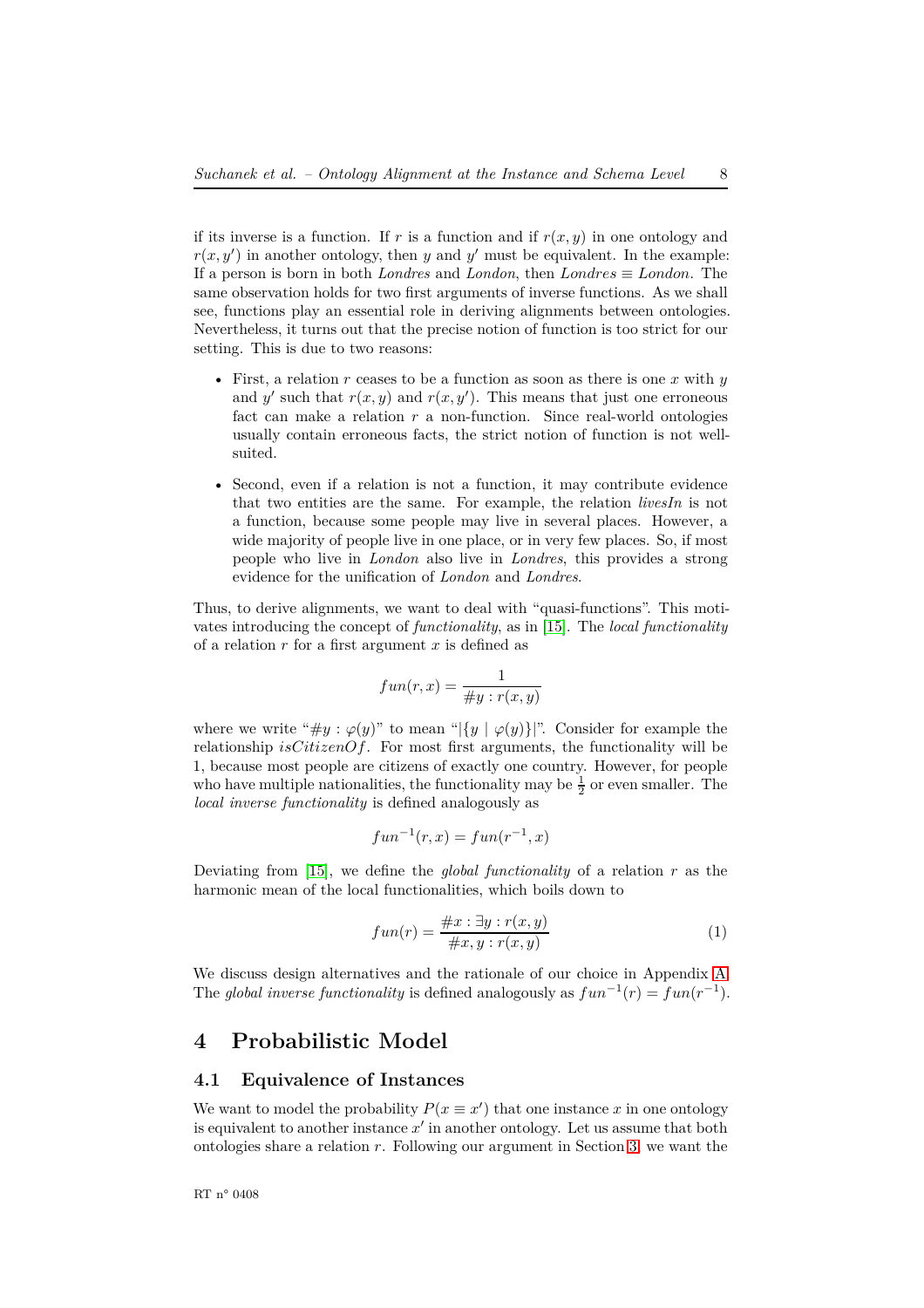if its inverse is a function. If $r$ is a function and if $r(x, y)$ in one ontology and $r(x, y')$ in another ontology, then $y$ and $y'$ must be equivalent. In the example: If a person is born in both *Londres* and *London*, then *Londres* $\equiv$ *London*. The same observation holds for two first arguments of inverse functions. As we shall see, functions play an essential role in deriving alignments between ontologies. Nevertheless, it turns out that the precise notion of function is too strict for our setting. This is due to two reasons:

- First, a relation $r$ ceases to be a function as soon as there is one $x$ with $y$ and $y'$ such that $r(x, y)$ and $r(x, y')$. This means that just one erroneous fact can make a relation $r$ a non-function. Since real-world ontologies usually contain erroneous facts, the strict notion of function is not well-suited.
- Second, even if a relation is not a function, it may contribute evidence that two entities are the same. For example, the relation *livesIn* is not a function, because some people may live in several places. However, a wide majority of people live in one place, or in very few places. So, if most people who live in *London* also live in *Londres*, this provides a strong evidence for the unification of *London* and *Londres*.

Thus, to derive alignments, we want to deal with "quasi-functions". This motivates introducing the concept of *functionality*, as in [15]. The *local functionality* of a relation $r$ for a first argument $x$ is defined as

$$fun(r, x) = \frac{1}{\#y : r(x, y)}$$

where we write "$\#y : \varphi(y)$" to mean "$|\{y \mid \varphi(y)\}|$". Consider for example the relationship $isCitizenOf$. For most first arguments, the functionality will be 1, because most people are citizens of exactly one country. However, for people who have multiple nationalities, the functionality may be $\frac{1}{2}$ or even smaller. The *local inverse functionality* is defined analogously as

$$fun^{-1}(r, x) = fun(r^{-1}, x)$$

Deviating from [15], we define the *global functionality* of a relation $r$ as the harmonic mean of the local functionalities, which boils down to

$$fun(r) = \frac{\#x : \exists y : r(x, y)}{\#x, y : r(x, y)} \tag{1}$$

We discuss design alternatives and the rationale of our choice in Appendix A. The *global inverse functionality* is defined analogously as $fun^{-1}(r) = fun(r^{-1})$.

# 4 Probabilistic Model

## 4.1 Equivalence of Instances

We want to model the probability $P(x \equiv x')$ that one instance $x$ in one ontology is equivalent to another instance $x'$ in another ontology. Let us assume that both ontologies share a relation $r$. Following our argument in Section 3, we want the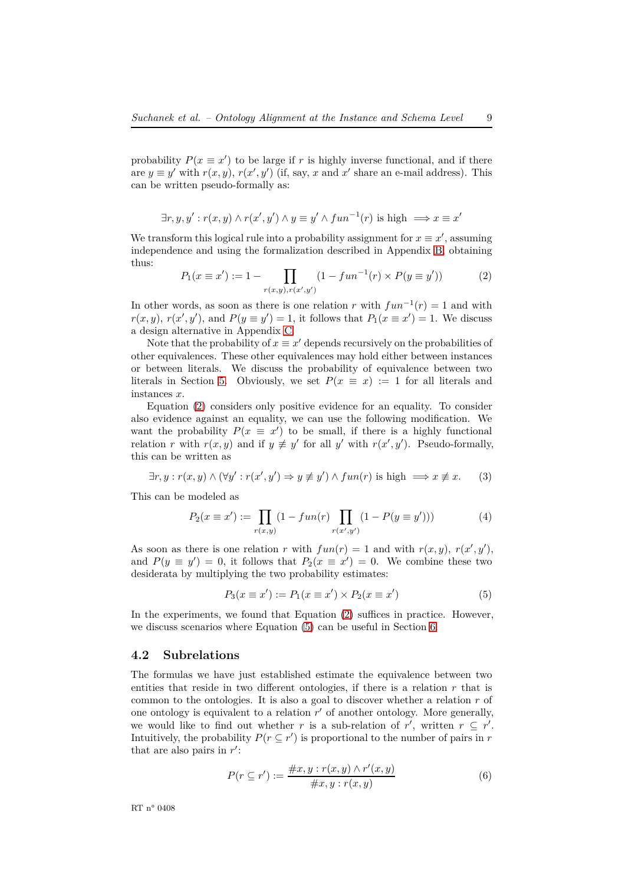probability $P(x \equiv x')$ to be large if $r$ is highly inverse functional, and if there are $y \equiv y'$ with $r(x, y)$, $r(x', y')$ (if, say, $x$ and $x'$ share an e-mail address). This can be written pseudo-formally as:

$$\exists r, y, y' : r(x, y) \wedge r(x', y') \wedge y \equiv y' \wedge fun^{-1}(r) \text{ is high } \implies x \equiv x'$$

We transform this logical rule into a probability assignment for $x \equiv x'$, assuming independence and using the formalization described in Appendix B, obtaining thus:

$$P_1(x \equiv x') := 1 - \prod_{r(x,y), r(x',y')} (1 - fun^{-1}(r) \times P(y \equiv y')) \tag{2}$$

In other words, as soon as there is one relation $r$ with $fun^{-1}(r) = 1$ and with $r(x, y)$, $r(x', y')$, and $P(y \equiv y') = 1$, it follows that $P_1(x \equiv x') = 1$. We discuss a design alternative in Appendix C.

Note that the probability of $x \equiv x'$ depends recursively on the probabilities of other equivalences. These other equivalences may hold either between instances or between literals. We discuss the probability of equivalence between two literals in Section 5. Obviously, we set $P(x \equiv x) := 1$ for all literals and instances $x$.

Equation (2) considers only positive evidence for an equality. To consider also evidence against an equality, we can use the following modification. We want the probability $P(x \equiv x')$ to be small, if there is a highly functional relation $r$ with $r(x, y)$ and if $y \not\equiv y'$ for all $y'$ with $r(x', y')$. Pseudo-formally, this can be written as

$$\exists r, y : r(x, y) \wedge (\forall y' : r(x', y') \Rightarrow y \not\equiv y') \wedge fun(r) \text{ is high } \implies x \not\equiv x. \tag{3}$$

This can be modeled as

$$P_2(x \equiv x') := \prod_{r(x,y)} (1 - fun(r) \prod_{r(x',y')} (1 - P(y \equiv y'))) \tag{4}$$

As soon as there is one relation $r$ with $fun(r) = 1$ and with $r(x, y)$, $r(x', y')$, and $P(y \equiv y') = 0$, it follows that $P_2(x \equiv x') = 0$. We combine these two desiderata by multiplying the two probability estimates:

$$P_3(x \equiv x') := P_1(x \equiv x') \times P_2(x \equiv x') \tag{5}$$

In the experiments, we found that Equation (2) suffices in practice. However, we discuss scenarios where Equation (5) can be useful in Section 6.

### 4.2 Subrelations

The formulas we have just established estimate the equivalence between two entities that reside in two different ontologies, if there is a relation $r$ that is common to the ontologies. It is also a goal to discover whether a relation $r$ of one ontology is equivalent to a relation $r'$ of another ontology. More generally, we would like to find out whether $r$ is a sub-relation of $r'$, written $r \subseteq r'$. Intuitively, the probability $P(r \subseteq r')$ is proportional to the number of pairs in $r$ that are also pairs in $r'$:

$$P(r \subseteq r') := \frac{\#x, y : r(x, y) \wedge r'(x, y)}{\#x, y : r(x, y)} \tag{6}$$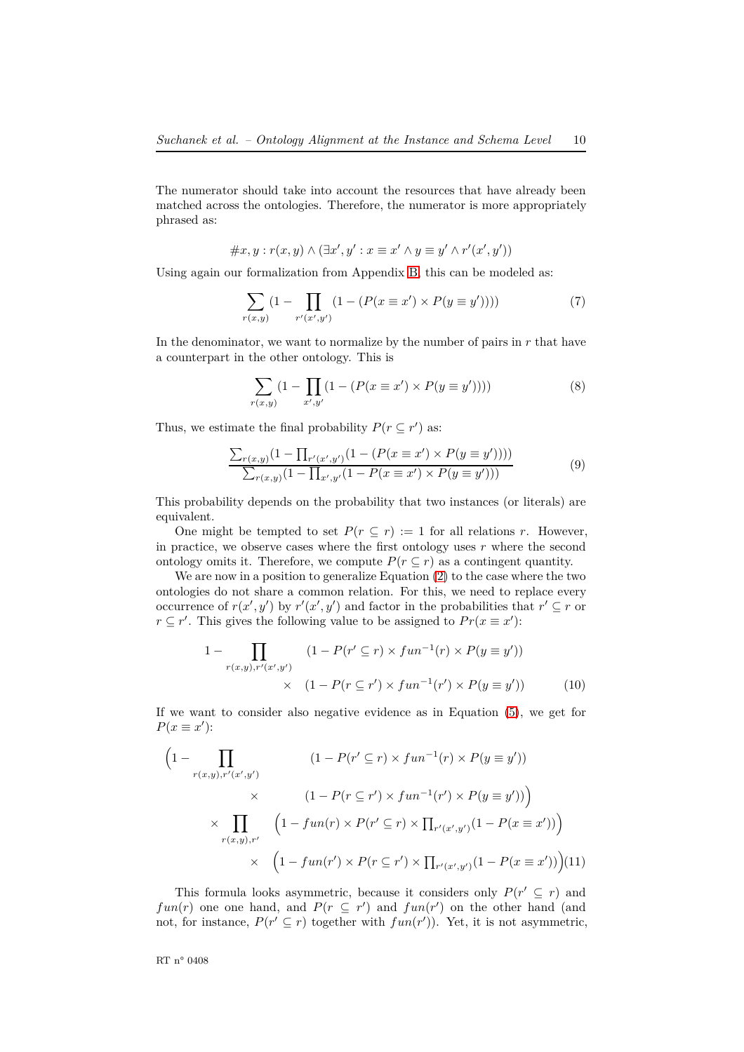The numerator should take into account the resources that have already been matched across the ontologies. Therefore, the numerator is more appropriately phrased as:

$$\#x, y : r(x, y) \wedge (\exists x', y' : x \equiv x' \wedge y \equiv y' \wedge r'(x', y'))$$

Using again our formalization from Appendix B, this can be modeled as:

$$\sum_{r(x,y)} (1 - \prod_{r'(x',y')} (1 - (P(x \equiv x') \times P(y \equiv y')))) \tag{7}$$

In the denominator, we want to normalize by the number of pairs in $r$ that have a counterpart in the other ontology. This is

$$\sum_{r(x,y)} (1 - \prod_{x',y'} (1 - (P(x \equiv x') \times P(y \equiv y')))) \tag{8}$$

Thus, we estimate the final probability $P(r \subseteq r')$ as:

$$\frac{\sum_{r(x,y)} (1 - \prod_{r'(x',y')} (1 - (P(x \equiv x') \times P(y \equiv y'))))}{\sum_{r(x,y)} (1 - \prod_{x',y'} (1 - P(x \equiv x') \times P(y \equiv y')))} \tag{9}$$

This probability depends on the probability that two instances (or literals) are equivalent.

One might be tempted to set $P(r \subseteq r) := 1$ for all relations $r$. However, in practice, we observe cases where the first ontology uses $r$ where the second ontology omits it. Therefore, we compute $P(r \subseteq r)$ as a contingent quantity.

We are now in a position to generalize Equation (2) to the case where the two ontologies do not share a common relation. For this, we need to replace every occurrence of $r(x', y')$ by $r'(x', y')$ and factor in the probabilities that $r' \subseteq r$ or $r \subseteq r'$. This gives the following value to be assigned to $Pr(x \equiv x')$:

$$\begin{aligned} 1 - \prod_{r(x,y), r'(x',y')} & (1 - P(r' \subseteq r) \times fun^{-1}(r) \times P(y \equiv y')) \\ \times & (1 - P(r \subseteq r') \times fun^{-1}(r') \times P(y \equiv y')) \end{aligned} \tag{10}$$

If we want to consider also negative evidence as in Equation (5), we get for $P(x \equiv x')$:

$$\begin{aligned} \Big(1 - \prod_{r(x,y), r'(x',y')} & (1 - P(r' \subseteq r) \times fun^{-1}(r) \times P(y \equiv y')) \\ \times & (1 - P(r \subseteq r') \times fun^{-1}(r') \times P(y \equiv y'))\Big) \\ \times \prod_{r(x,y), r'} & \Big(1 - fun(r) \times P(r' \subseteq r) \times \textstyle\prod_{r'(x',y')} (1 - P(x \equiv x'))\Big) \\ \times & \Big(1 - fun(r') \times P(r \subseteq r') \times \textstyle\prod_{r'(x',y')} (1 - P(x \equiv x'))\Big) \end{aligned} \tag{11}$$

This formula looks asymmetric, because it considers only $P(r' \subseteq r)$ and $fun(r)$ one one hand, and $P(r \subseteq r')$ and $fun(r')$ on the other hand (and not, for instance, $P(r' \subseteq r)$ together with $fun(r')$). Yet, it is not asymmetric,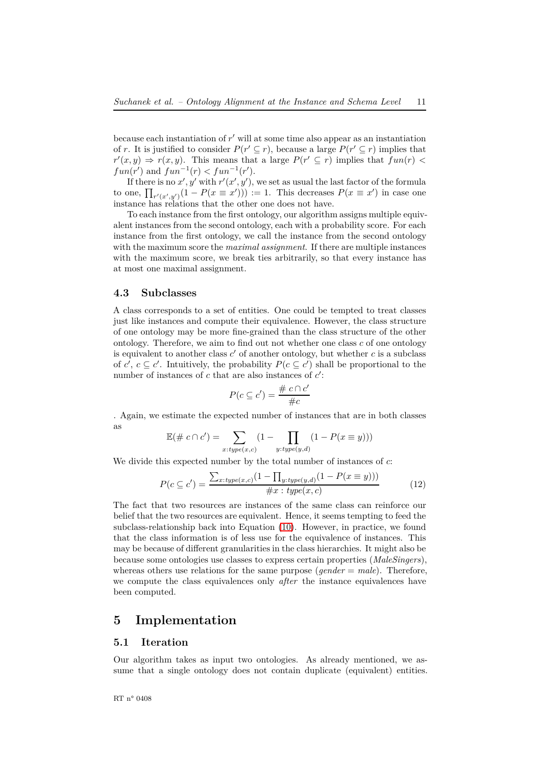because each instantiation of $r'$ will at some time also appear as an instantiation of $r$. It is justified to consider $P(r' \subseteq r)$, because a large $P(r' \subseteq r)$ implies that $r'(x,y) \Rightarrow r(x,y)$. This means that a large $P(r' \subseteq r)$ implies that $fun(r) < fun(r')$ and $fun^{-1}(r) < fun^{-1}(r')$.

If there is no $x', y'$ with $r'(x', y')$, we set as usual the last factor of the formula to one, $\prod_{r'(x',y')}(1 - P(x \equiv x'))) := 1$. This decreases $P(x \equiv x')$ in case one instance has relations that the other one does not have.

To each instance from the first ontology, our algorithm assigns multiple equivalent instances from the second ontology, each with a probability score. For each instance from the first ontology, we call the instance from the second ontology with the maximum score the *maximal assignment*. If there are multiple instances with the maximum score, we break ties arbitrarily, so that every instance has at most one maximal assignment.

### 4.3 Subclasses

A class corresponds to a set of entities. One could be tempted to treat classes just like instances and compute their equivalence. However, the class structure of one ontology may be more fine-grained than the class structure of the other ontology. Therefore, we aim to find out not whether one class $c$ of one ontology is equivalent to another class $c'$ of another ontology, but whether $c$ is a subclass of $c'$, $c \subseteq c'$. Intuitively, the probability $P(c \subseteq c')$ shall be proportional to the number of instances of $c$ that are also instances of $c'$:

$$P(c \subseteq c') = \frac{\# \, c \cap c'}{\# c}$$

. Again, we estimate the expected number of instances that are in both classes as

$$\mathbb{E}(\# \, c \cap c') = \sum_{x:type(x,c)} (1 - \prod_{y:type(y,d)} (1 - P(x \equiv y)))$$

We divide this expected number by the total number of instances of $c$:

$$P(c \subseteq c') = \frac{\sum_{x:type(x,c)}(1 - \prod_{y:type(y,d)}(1 - P(x \equiv y)))}{\#x : type(x,c)} \tag{12}$$

The fact that two resources are instances of the same class can reinforce our belief that the two resources are equivalent. Hence, it seems tempting to feed the subclass-relationship back into Equation (10). However, in practice, we found that the class information is of less use for the equivalence of instances. This may be because of different granularities in the class hierarchies. It might also be because some ontologies use classes to express certain properties (*MaleSingers*), whereas others use relations for the same purpose (*gender* = *male*). Therefore, we compute the class equivalences only *after* the instance equivalences have been computed.

## 5 Implementation

### 5.1 Iteration

Our algorithm takes as input two ontologies. As already mentioned, we assume that a single ontology does not contain duplicate (equivalent) entities.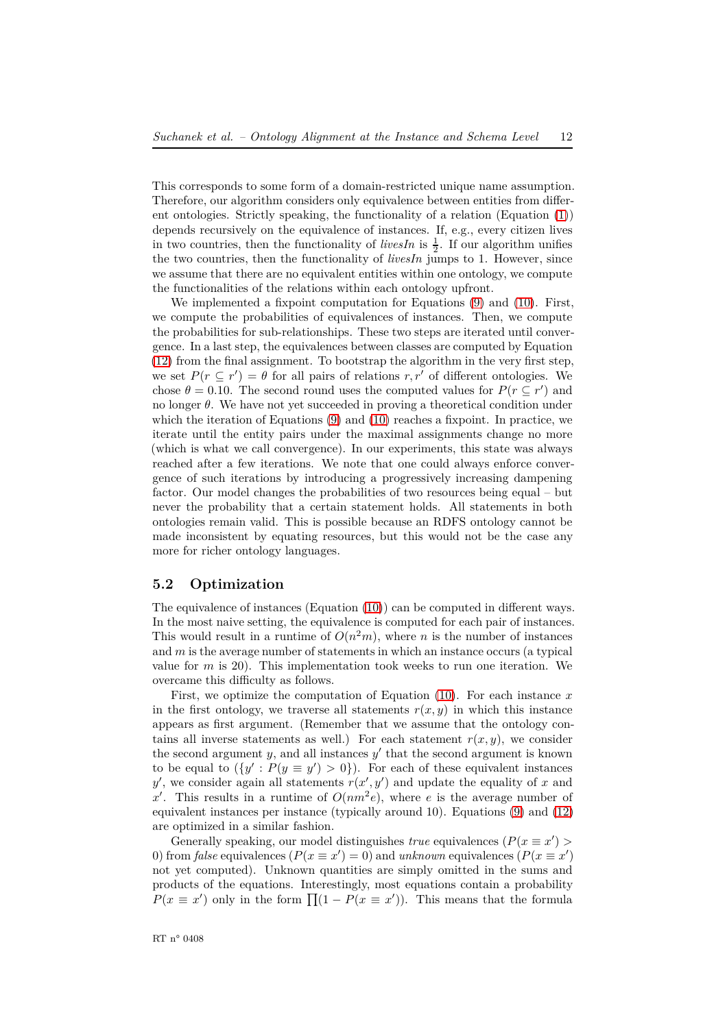This corresponds to some form of a domain-restricted unique name assumption. Therefore, our algorithm considers only equivalence between entities from different ontologies. Strictly speaking, the functionality of a relation (Equation (1)) depends recursively on the equivalence of instances. If, e.g., every citizen lives in two countries, then the functionality of *livesIn* is $\frac{1}{2}$. If our algorithm unifies the two countries, then the functionality of *livesIn* jumps to 1. However, since we assume that there are no equivalent entities within one ontology, we compute the functionalities of the relations within each ontology upfront.

We implemented a fixpoint computation for Equations (9) and (10). First, we compute the probabilities of equivalences of instances. Then, we compute the probabilities for sub-relationships. These two steps are iterated until convergence. In a last step, the equivalences between classes are computed by Equation (12) from the final assignment. To bootstrap the algorithm in the very first step, we set $P(r \subseteq r') = \theta$ for all pairs of relations $r, r'$ of different ontologies. We chose $\theta = 0.10$. The second round uses the computed values for $P(r \subseteq r')$ and no longer $\theta$. We have not yet succeeded in proving a theoretical condition under which the iteration of Equations (9) and (10) reaches a fixpoint. In practice, we iterate until the entity pairs under the maximal assignments change no more (which is what we call convergence). In our experiments, this state was always reached after a few iterations. We note that one could always enforce convergence of such iterations by introducing a progressively increasing dampening factor. Our model changes the probabilities of two resources being equal – but never the probability that a certain statement holds. All statements in both ontologies remain valid. This is possible because an RDFS ontology cannot be made inconsistent by equating resources, but this would not be the case any more for richer ontology languages.

## 5.2 Optimization

The equivalence of instances (Equation (10)) can be computed in different ways. In the most naive setting, the equivalence is computed for each pair of instances. This would result in a runtime of $O(n^2 m)$, where $n$ is the number of instances and $m$ is the average number of statements in which an instance occurs (a typical value for $m$ is 20). This implementation took weeks to run one iteration. We overcame this difficulty as follows.

First, we optimize the computation of Equation (10). For each instance $x$ in the first ontology, we traverse all statements $r(x, y)$ in which this instance appears as first argument. (Remember that we assume that the ontology contains all inverse statements as well.) For each statement $r(x, y)$, we consider the second argument $y$, and all instances $y'$ that the second argument is known to be equal to ($\{y' : P(y \equiv y') > 0\}$). For each of these equivalent instances $y'$, we consider again all statements $r(x', y')$ and update the equality of $x$ and $x'$. This results in a runtime of $O(nm^2 e)$, where $e$ is the average number of equivalent instances per instance (typically around 10). Equations (9) and (12) are optimized in a similar fashion.

Generally speaking, our model distinguishes *true* equivalences ($P(x \equiv x') > 0$) from *false* equivalences ($P(x \equiv x') = 0$) and *unknown* equivalences ($P(x \equiv x')$ not yet computed). Unknown quantities are simply omitted in the sums and products of the equations. Interestingly, most equations contain a probability $P(x \equiv x')$ only in the form $\prod(1 - P(x \equiv x'))$. This means that the formula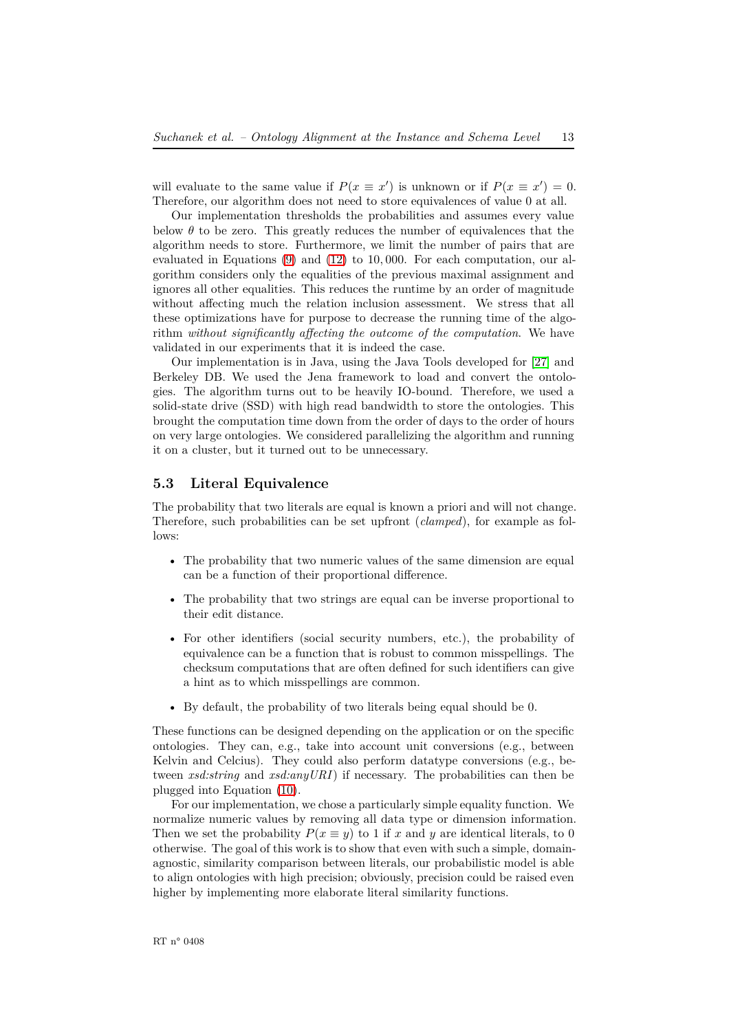will evaluate to the same value if $P(x \equiv x')$ is unknown or if $P(x \equiv x') = 0$. Therefore, our algorithm does not need to store equivalences of value 0 at all.

Our implementation thresholds the probabilities and assumes every value below $\theta$ to be zero. This greatly reduces the number of equivalences that the algorithm needs to store. Furthermore, we limit the number of pairs that are evaluated in Equations (9) and (12) to 10,000. For each computation, our algorithm considers only the equalities of the previous maximal assignment and ignores all other equalities. This reduces the runtime by an order of magnitude without affecting much the relation inclusion assessment. We stress that all these optimizations have for purpose to decrease the running time of the algorithm *without significantly affecting the outcome of the computation*. We have validated in our experiments that it is indeed the case.

Our implementation is in Java, using the Java Tools developed for [27] and Berkeley DB. We used the Jena framework to load and convert the ontologies. The algorithm turns out to be heavily IO-bound. Therefore, we used a solid-state drive (SSD) with high read bandwidth to store the ontologies. This brought the computation time down from the order of days to the order of hours on very large ontologies. We considered parallelizing the algorithm and running it on a cluster, but it turned out to be unnecessary.

## 5.3 Literal Equivalence

The probability that two literals are equal is known a priori and will not change. Therefore, such probabilities can be set upfront (*clamped*), for example as follows:

- The probability that two numeric values of the same dimension are equal can be a function of their proportional difference.
- The probability that two strings are equal can be inverse proportional to their edit distance.
- For other identifiers (social security numbers, etc.), the probability of equivalence can be a function that is robust to common misspellings. The checksum computations that are often defined for such identifiers can give a hint as to which misspellings are common.
- By default, the probability of two literals being equal should be 0.

These functions can be designed depending on the application or on the specific ontologies. They can, e.g., take into account unit conversions (e.g., between Kelvin and Celcius). They could also perform datatype conversions (e.g., between *xsd:string* and *xsd:anyURI*) if necessary. The probabilities can then be plugged into Equation (10).

For our implementation, we chose a particularly simple equality function. We normalize numeric values by removing all data type or dimension information. Then we set the probability $P(x \equiv y)$ to 1 if $x$ and $y$ are identical literals, to 0 otherwise. The goal of this work is to show that even with such a simple, domain-agnostic, similarity comparison between literals, our probabilistic model is able to align ontologies with high precision; obviously, precision could be raised even higher by implementing more elaborate literal similarity functions.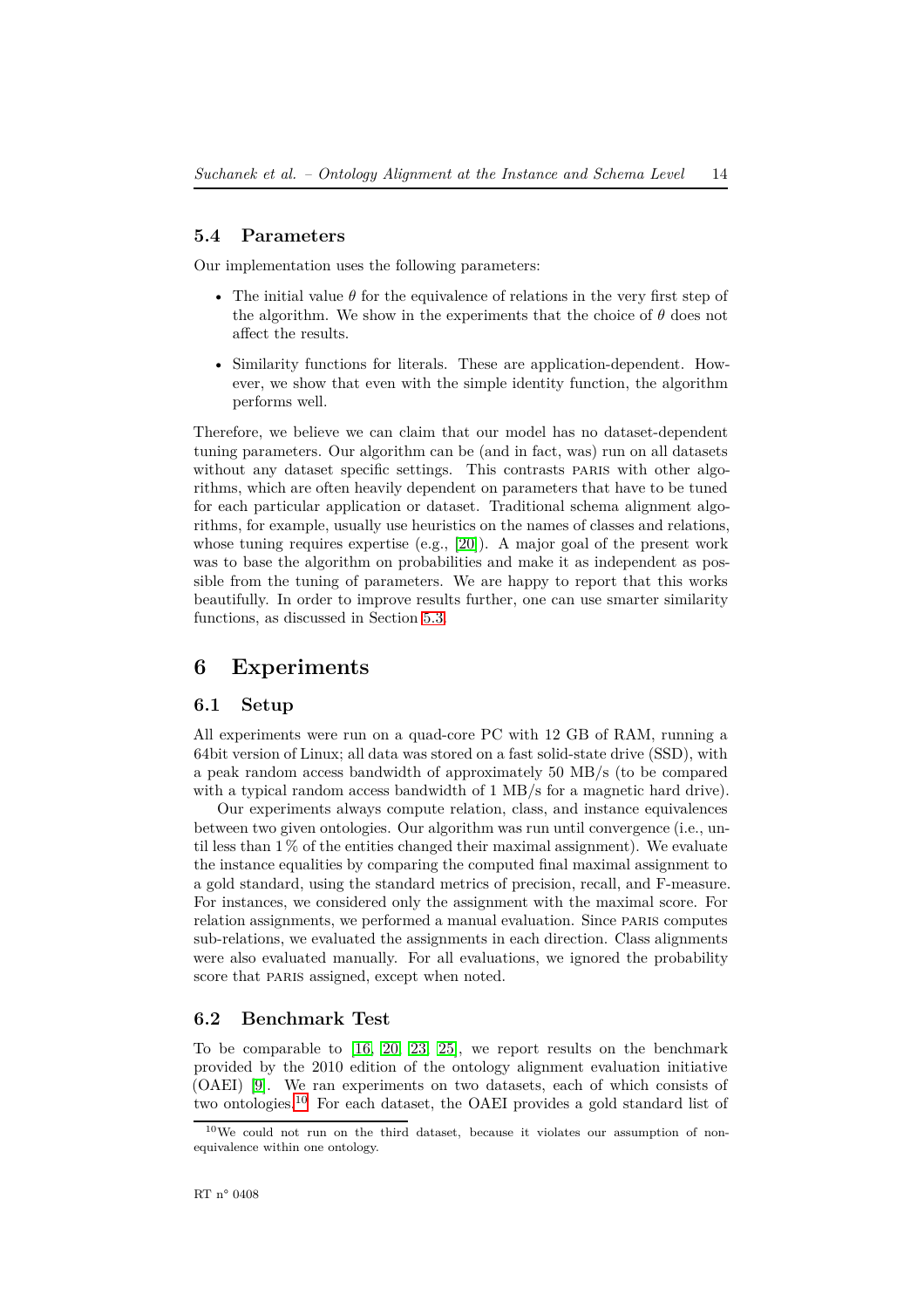### 5.4 Parameters

Our implementation uses the following parameters:

- The initial value $\theta$ for the equivalence of relations in the very first step of the algorithm. We show in the experiments that the choice of $\theta$ does not affect the results.
- Similarity functions for literals. These are application-dependent. However, we show that even with the simple identity function, the algorithm performs well.

Therefore, we believe we can claim that our model has no dataset-dependent tuning parameters. Our algorithm can be (and in fact, was) run on all datasets without any dataset specific settings. This contrasts PARIS with other algorithms, which are often heavily dependent on parameters that have to be tuned for each particular application or dataset. Traditional schema alignment algorithms, for example, usually use heuristics on the names of classes and relations, whose tuning requires expertise (e.g., [20]). A major goal of the present work was to base the algorithm on probabilities and make it as independent as possible from the tuning of parameters. We are happy to report that this works beautifully. In order to improve results further, one can use smarter similarity functions, as discussed in Section 5.3.

## 6 Experiments

### 6.1 Setup

All experiments were run on a quad-core PC with 12 GB of RAM, running a 64bit version of Linux; all data was stored on a fast solid-state drive (SSD), with a peak random access bandwidth of approximately 50 MB/s (to be compared with a typical random access bandwidth of 1 MB/s for a magnetic hard drive).

Our experiments always compute relation, class, and instance equivalences between two given ontologies. Our algorithm was run until convergence (i.e., until less than 1 % of the entities changed their maximal assignment). We evaluate the instance equalities by comparing the computed final maximal assignment to a gold standard, using the standard metrics of precision, recall, and F-measure. For instances, we considered only the assignment with the maximal score. For relation assignments, we performed a manual evaluation. Since PARIS computes sub-relations, we evaluated the assignments in each direction. Class alignments were also evaluated manually. For all evaluations, we ignored the probability score that PARIS assigned, except when noted.

### 6.2 Benchmark Test

To be comparable to [16, 20, 23, 25], we report results on the benchmark provided by the 2010 edition of the ontology alignment evaluation initiative (OAEI) [9]. We ran experiments on two datasets, each of which consists of two ontologies.[10] For each dataset, the OAEI provides a gold standard list of

[10] We could not run on the third dataset, because it violates our assumption of non-equivalence within one ontology.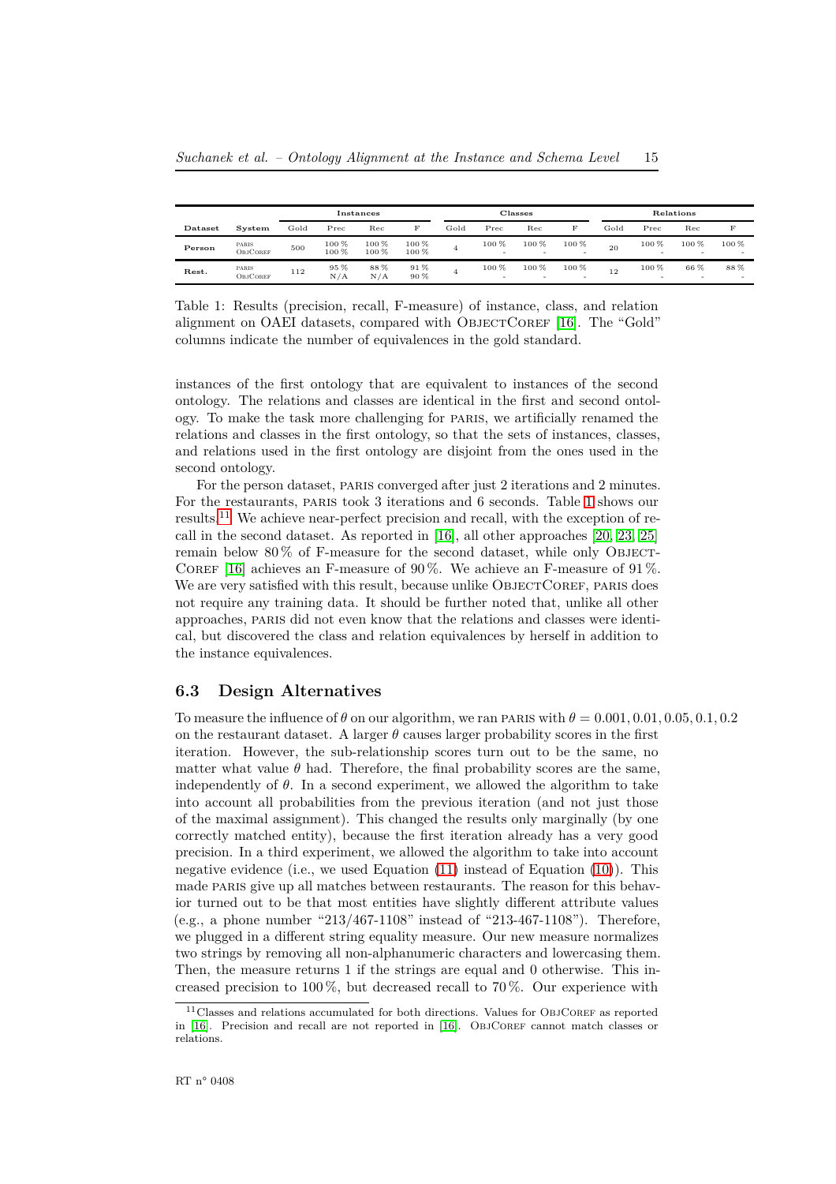| Dataset | System | Instances | | | | Classes | | | | Relations | | | |
|---|---|---|---|---|---|---|---|---|---|---|---|---|---|
| | | Gold | Prec | Rec | F | Gold | Prec | Rec | F | Gold | Prec | Rec | F |
| **Person** | PARIS<br>OBJCOREF | 500 | 100 %<br>100 % | 100 %<br>100 % | 100 %<br>100 % | 4 | 100 %<br>- | 100 %<br>- | 100 %<br>- | 20 | 100 %<br>- | 100 %<br>- | 100 %<br>- |
| **Rest.** | PARIS<br>OBJCOREF | 112 | 95 %<br>N/A | 88 %<br>N/A | 91 %<br>90 % | 4 | 100 %<br>- | 100 %<br>- | 100 %<br>- | 12 | 100 %<br>- | 66 %<br>- | 88 %<br>- |

Table 1: Results (precision, recall, F-measure) of instance, class, and relation alignment on OAEI datasets, compared with OBJECTCOREF [16]. The "Gold" columns indicate the number of equivalences in the gold standard.

instances of the first ontology that are equivalent to instances of the second ontology. The relations and classes are identical in the first and second ontology. To make the task more challenging for PARIS, we artificially renamed the relations and classes in the first ontology, so that the sets of instances, classes, and relations used in the first ontology are disjoint from the ones used in the second ontology.

For the person dataset, PARIS converged after just 2 iterations and 2 minutes. For the restaurants, PARIS took 3 iterations and 6 seconds. Table 1 shows our results.[11] We achieve near-perfect precision and recall, with the exception of recall in the second dataset. As reported in [16], all other approaches [20, 23, 25] remain below 80 % of F-measure for the second dataset, while only OBJECTCOREF [16] achieves an F-measure of 90 %. We achieve an F-measure of 91 %. We are very satisfied with this result, because unlike OBJECTCOREF, PARIS does not require any training data. It should be further noted that, unlike all other approaches, PARIS did not even know that the relations and classes were identical, but discovered the class and relation equivalences by herself in addition to the instance equivalences.

### 6.3 Design Alternatives

To measure the influence of $\theta$ on our algorithm, we ran PARIS with $\theta = 0.001, 0.01, 0.05, 0.1, 0.2$ on the restaurant dataset. A larger $\theta$ causes larger probability scores in the first iteration. However, the sub-relationship scores turn out to be the same, no matter what value $\theta$ had. Therefore, the final probability scores are the same, independently of $\theta$. In a second experiment, we allowed the algorithm to take into account all probabilities from the previous iteration (and not just those of the maximal assignment). This changed the results only marginally (by one correctly matched entity), because the first iteration already has a very good precision. In a third experiment, we allowed the algorithm to take into account negative evidence (i.e., we used Equation (11) instead of Equation (10)). This made PARIS give up all matches between restaurants. The reason for this behavior turned out to be that most entities have slightly different attribute values (e.g., a phone number "213/467-1108" instead of "213-467-1108"). Therefore, we plugged in a different string equality measure. Our new measure normalizes two strings by removing all non-alphanumeric characters and lowercasing them. Then, the measure returns 1 if the strings are equal and 0 otherwise. This increased precision to 100 %, but decreased recall to 70 %. Our experience with

[11] Classes and relations accumulated for both directions. Values for OBJCOREF as reported in [16]. Precision and recall are not reported in [16]. OBJCOREF cannot match classes or relations.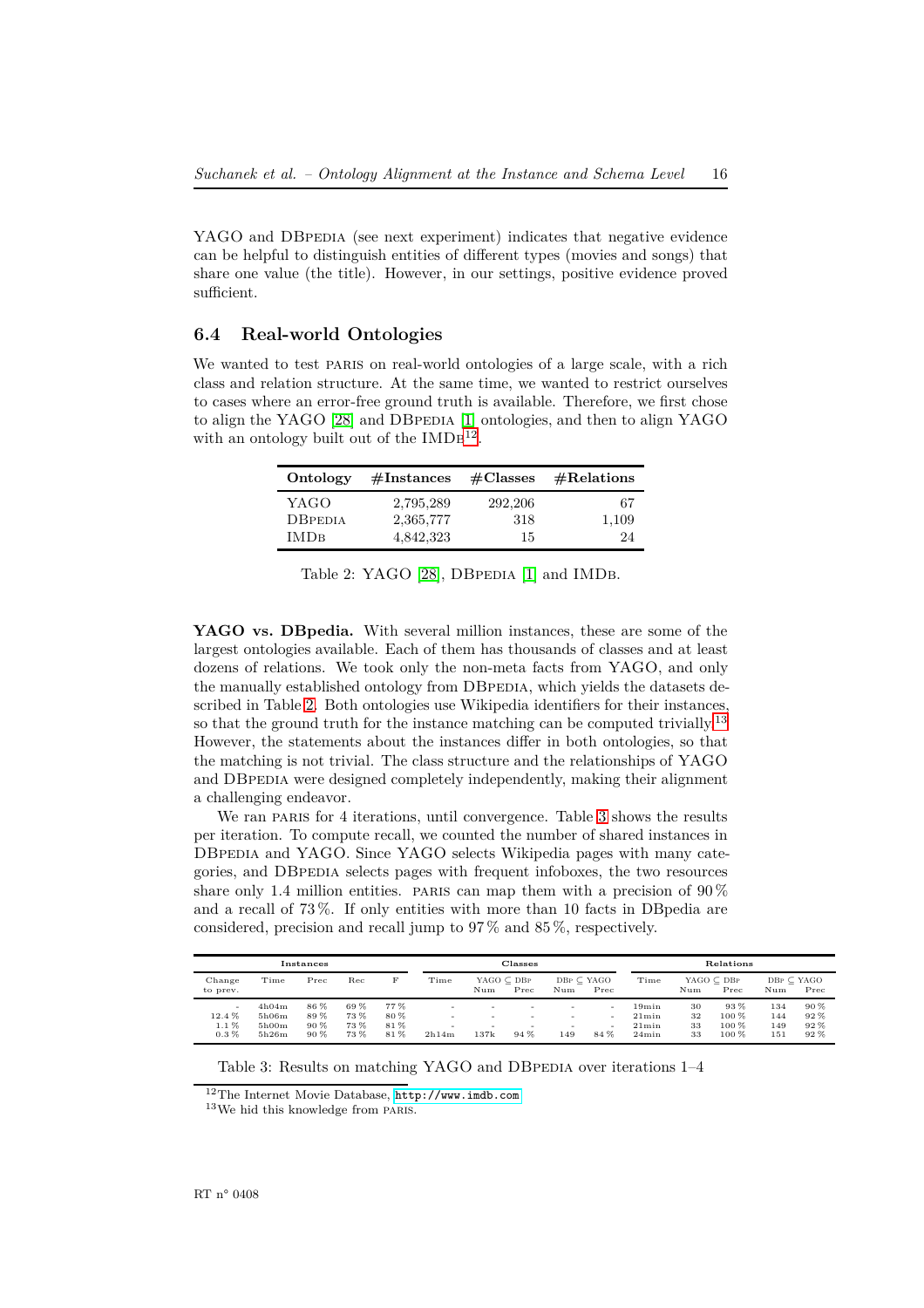YAGO and DBPEDIA (see next experiment) indicates that negative evidence can be helpful to distinguish entities of different types (movies and songs) that share one value (the title). However, in our settings, positive evidence proved sufficient.

### 6.4 Real-world Ontologies

We wanted to test PARIS on real-world ontologies of a large scale, with a rich class and relation structure. At the same time, we wanted to restrict ourselves to cases where an error-free ground truth is available. Therefore, we first chose to align the YAGO [28] and DBPEDIA [1] ontologies, and then to align YAGO with an ontology built out of the IMDB[12].

| Ontology | #Instances | #Classes | #Relations |
|---|---|---|---|
| YAGO | 2,795,289 | 292,206 | 67 |
| DBPEDIA | 2,365,777 | 318 | 1,109 |
| IMDB | 4,842,323 | 15 | 24 |

Table 2: YAGO [28], DBPEDIA [1] and IMDB.

**YAGO vs. DBpedia.** With several million instances, these are some of the largest ontologies available. Each of them has thousands of classes and at least dozens of relations. We took only the non-meta facts from YAGO, and only the manually established ontology from DBPEDIA, which yields the datasets described in Table 2. Both ontologies use Wikipedia identifiers for their instances, so that the ground truth for the instance matching can be computed trivially[13]. However, the statements about the instances differ in both ontologies, so that the matching is not trivial. The class structure and the relationships of YAGO and DBPEDIA were designed completely independently, making their alignment a challenging endeavor.

We ran PARIS for 4 iterations, until convergence. Table 3 shows the results per iteration. To compute recall, we counted the number of shared instances in DBPEDIA and YAGO. Since YAGO selects Wikipedia pages with many categories, and DBPEDIA selects pages with frequent infoboxes, the two resources share only 1.4 million entities. PARIS can map them with a precision of 90 % and a recall of 73 %. If only entities with more than 10 facts in DBpedia are considered, precision and recall jump to 97 % and 85 %, respectively.

| Instances | | | | | Classes | | | | | Relations | | | | |
|---|---|---|---|---|---|---|---|---|---|---|---|---|---|---|
| Change to prev. | Time | Prec | Rec | F | Time | YAGO ⊆ DBP Num | YAGO ⊆ DBP Prec | DBP ⊆ YAGO Num | DBP ⊆ YAGO Prec | Time | YAGO ⊆ DBP Num | YAGO ⊆ DBP Prec | DBP ⊆ YAGO Num | DBP ⊆ YAGO Prec |
| - | 4h04m | 86 % | 69 % | 77 % | - | - | - | - | - | 19min | 30 | 93 % | 134 | 90 % |
| 12.4 % | 5h06m | 89 % | 73 % | 80 % | - | - | - | - | - | 21min | 32 | 100 % | 144 | 92 % |
| 1.1 % | 5h00m | 90 % | 73 % | 81 % | - | - | - | - | - | 21min | 33 | 100 % | 149 | 92 % |
| 0.3 % | 5h26m | 90 % | 73 % | 81 % | 2h14m | 137k | 94 % | 149 | 84 % | 24min | 33 | 100 % | 151 | 92 % |

Table 3: Results on matching YAGO and DBPEDIA over iterations 1–4

[12] The Internet Movie Database, http://www.imdb.com

[13] We hid this knowledge from PARIS.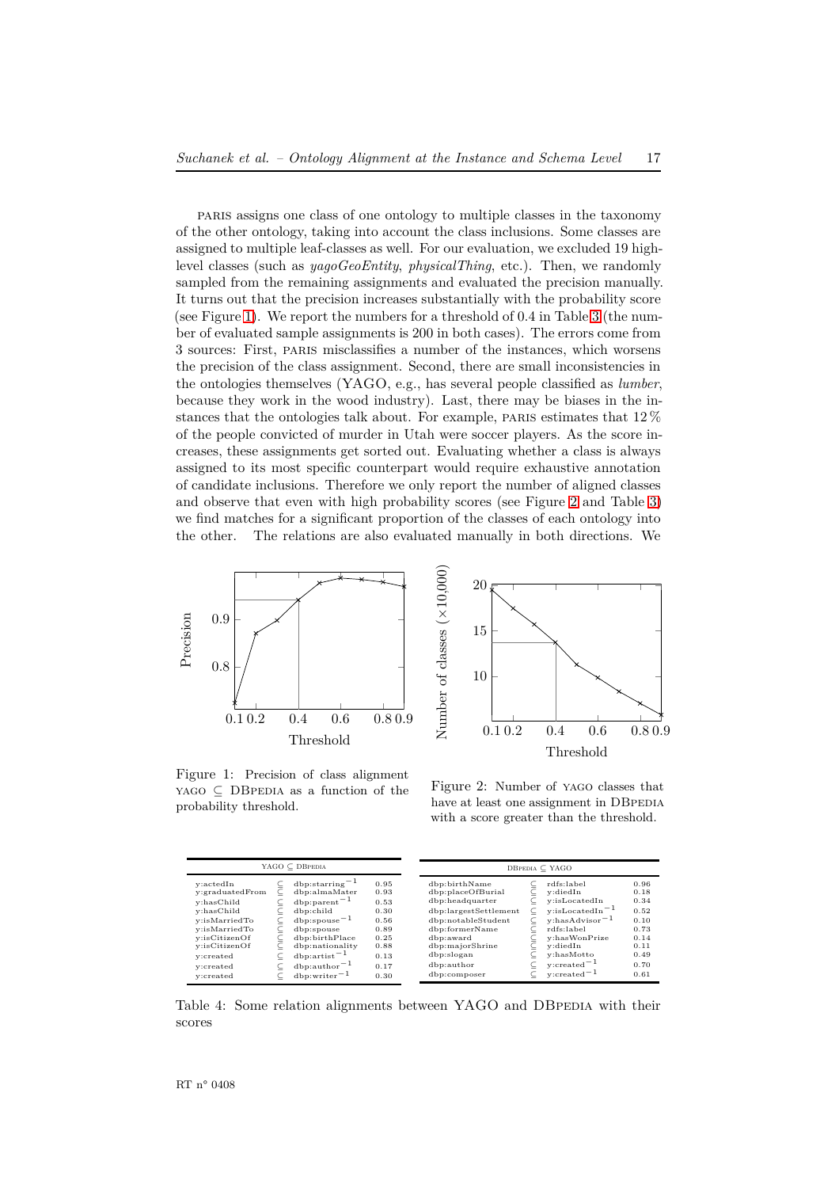PARIS assigns one class of one ontology to multiple classes in the taxonomy of the other ontology, taking into account the class inclusions. Some classes are assigned to multiple leaf-classes as well. For our evaluation, we excluded 19 high-level classes (such as *yagoGeoEntity*, *physicalThing*, etc.). Then, we randomly sampled from the remaining assignments and evaluated the precision manually. It turns out that the precision increases substantially with the probability score (see Figure 1). We report the numbers for a threshold of 0.4 in Table 3 (the number of evaluated sample assignments is 200 in both cases). The errors come from 3 sources: First, PARIS misclassifies a number of the instances, which worsens the precision of the class assignment. Second, there are small inconsistencies in the ontologies themselves (YAGO, e.g., has several people classified as *lumber*, because they work in the wood industry). Last, there may be biases in the instances that the ontologies talk about. For example, PARIS estimates that 12 % of the people convicted of murder in Utah were soccer players. As the score increases, these assignments get sorted out. Evaluating whether a class is always assigned to its most specific counterpart would require exhaustive annotation of candidate inclusions. Therefore we only report the number of aligned classes and observe that even with high probability scores (see Figure 2 and Table 3) we find matches for a significant proportion of the classes of each ontology into the other. The relations are also evaluated manually in both directions. We

Precision
0.9
0.8
0.1 0.2 0.4 0.6 0.8 0.9
Threshold

Figure 1: Precision of class alignment YAGO ⊆ DBPEDIA as a function of the probability threshold.

Number of classes (×10,000)
20
15
10
0.1 0.2 0.4 0.6 0.8 0.9
Threshold

Figure 2: Number of YAGO classes that have at least one assignment in DBPEDIA with a score greater than the threshold.

| YAGO ⊆ DBPEDIA | | | |
|---|---|---|---|
| y:actedIn | ⊆ | dbp:starring$^{-1}$ | 0.95 |
| y:graduatedFrom | ⊆ | dbp:almaMater | 0.93 |
| y:hasChild | ⊆ | dbp:parent$^{-1}$ | 0.53 |
| y:hasChild | ⊆ | dbp:child | 0.30 |
| y:isMarriedTo | ⊆ | dbp:spouse$^{-1}$ | 0.56 |
| y:isMarriedTo | ⊆ | dbp:spouse | 0.89 |
| y:isCitizenOf | ⊆ | dbp:birthPlace | 0.25 |
| y:isCitizenOf | ⊆ | dbp:nationality | 0.88 |
| y:created | ⊆ | dbp:artist$^{-1}$ | 0.13 |
| y:created | ⊆ | dbp:author$^{-1}$ | 0.17 |
| y:created | ⊆ | dbp:writer$^{-1}$ | 0.30 |

| DBPEDIA ⊆ YAGO | | | |
|---|---|---|---|
| dbp:birthName | ⊆ | rdfs:label | 0.96 |
| dbp:placeOfBurial | ⊆ | y:diedIn | 0.18 |
| dbp:headquarter | ⊆ | y:isLocatedIn | 0.34 |
| dbp:largestSettlement | ⊆ | y:isLocatedIn$^{-1}$ | 0.52 |
| dbp:notableStudent | ⊆ | y:hasAdvisor$^{-1}$ | 0.10 |
| dbp:formerName | ⊆ | rdfs:label | 0.73 |
| dbp:award | ⊆ | y:hasWonPrize | 0.14 |
| dbp:majorShrine | ⊆ | y:diedIn | 0.11 |
| dbp:slogan | ⊆ | y:hasMotto | 0.49 |
| dbp:author | ⊆ | y:created$^{-1}$ | 0.70 |
| dbp:composer | ⊆ | y:created$^{-1}$ | 0.61 |

Table 4: Some relation alignments between YAGO and DBPEDIA with their scores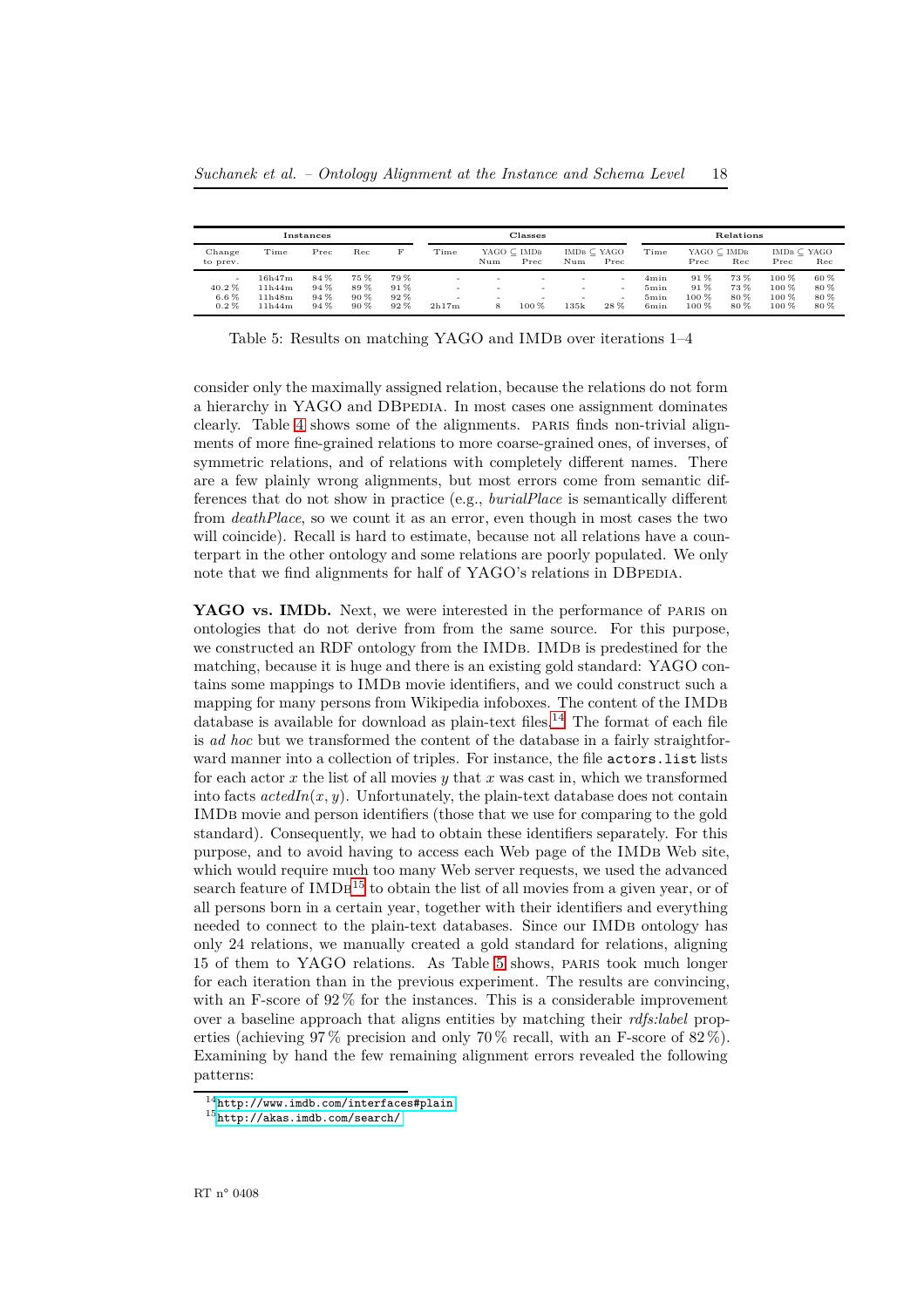| Instances | | | | | Classes | | | | | Relations | | | | |
|---|---|---|---|---|---|---|---|---|---|---|---|---|---|---|
| Change to prev. | Time | Prec | Rec | F | Time | YAGO ⊆ IMDb Num | YAGO ⊆ IMDb Prec | IMDb ⊆ YAGO Num | IMDb ⊆ YAGO Prec | Time | YAGO ⊆ IMDb Prec | YAGO ⊆ IMDb Rec | IMDb ⊆ YAGO Prec | IMDb ⊆ YAGO Rec |
| - | 16h47m | 84 % | 75 % | 79 % | - | - | - | - | - | 4min | 91 % | 73 % | 100 % | 60 % |
| 40.2 % | 11h44m | 94 % | 89 % | 91 % | - | - | - | - | - | 5min | 91 % | 73 % | 100 % | 80 % |
| 6.6 % | 11h48m | 94 % | 90 % | 92 % | - | - | - | - | - | 5min | 100 % | 80 % | 100 % | 80 % |
| 0.2 % | 11h44m | 94 % | 90 % | 92 % | 2h17m | 8 | 100 % | 135k | 28 % | 6min | 100 % | 80 % | 100 % | 80 % |

Table 5: Results on matching YAGO and IMDb over iterations 1–4

consider only the maximally assigned relation, because the relations do not form a hierarchy in YAGO and DBpedia. In most cases one assignment dominates clearly. Table 4 shows some of the alignments. PARIS finds non-trivial alignments of more fine-grained relations to more coarse-grained ones, of inverses, of symmetric relations, and of relations with completely different names. There are a few plainly wrong alignments, but most errors come from semantic differences that do not show in practice (e.g., *burialPlace* is semantically different from *deathPlace*, so we count it as an error, even though in most cases the two will coincide). Recall is hard to estimate, because not all relations have a counterpart in the other ontology and some relations are poorly populated. We only note that we find alignments for half of YAGO's relations in DBpedia.

**YAGO vs. IMDb.** Next, we were interested in the performance of PARIS on ontologies that do not derive from from the same source. For this purpose, we constructed an RDF ontology from the IMDb. IMDb is predestined for the matching, because it is huge and there is an existing gold standard: YAGO contains some mappings to IMDb movie identifiers, and we could construct such a mapping for many persons from Wikipedia infoboxes. The content of the IMDb database is available for download as plain-text files.[14] The format of each file is *ad hoc* but we transformed the content of the database in a fairly straightforward manner into a collection of triples. For instance, the file `actors.list` lists for each actor $x$ the list of all movies $y$ that $x$ was cast in, which we transformed into facts $actedIn(x, y)$. Unfortunately, the plain-text database does not contain IMDb movie and person identifiers (those that we use for comparing to the gold standard). Consequently, we had to obtain these identifiers separately. For this purpose, and to avoid having to access each Web page of the IMDb Web site, which would require much too many Web server requests, we used the advanced search feature of IMDb[15] to obtain the list of all movies from a given year, or of all persons born in a certain year, together with their identifiers and everything needed to connect to the plain-text databases. Since our IMDb ontology has only 24 relations, we manually created a gold standard for relations, aligning 15 of them to YAGO relations. As Table 5 shows, PARIS took much longer for each iteration than in the previous experiment. The results are convincing, with an F-score of 92 % for the instances. This is a considerable improvement over a baseline approach that aligns entities by matching their *rdfs:label* properties (achieving 97 % precision and only 70 % recall, with an F-score of 82 %). Examining by hand the few remaining alignment errors revealed the following patterns:

[14] http://www.imdb.com/interfaces#plain

[15] http://akas.imdb.com/search/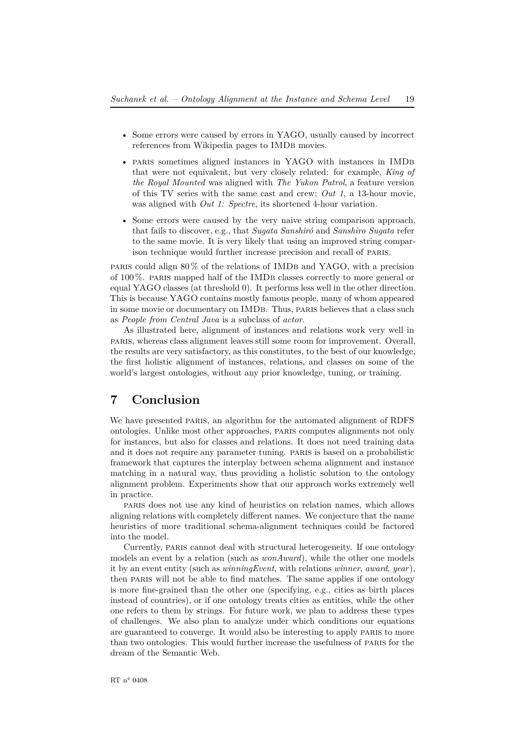- Some errors were caused by errors in YAGO, usually caused by incorrect references from Wikipedia pages to IMDB movies.
- PARIS sometimes aligned instances in YAGO with instances in IMDB that were not equivalent, but very closely related: for example, *King of the Royal Mounted* was aligned with *The Yukon Patrol*, a feature version of this TV series with the same cast and crew; *Out 1*, a 13-hour movie, was aligned with *Out 1: Spectre*, its shortened 4-hour variation.
- Some errors were caused by the very naive string comparison approach, that fails to discover, e.g., that *Sugata Sanshirô* and *Sanshiro Sugata* refer to the same movie. It is very likely that using an improved string comparison technique would further increase precision and recall of PARIS.

PARIS could align 80 % of the relations of IMDB and YAGO, with a precision of 100 %. PARIS mapped half of the IMDB classes correctly to more general or equal YAGO classes (at threshold 0). It performs less well in the other direction. This is because YAGO contains mostly famous people, many of whom appeared in some movie or documentary on IMDB. Thus, PARIS believes that a class such as *People from Central Java* is a subclass of *actor*.

As illustrated here, alignment of instances and relations work very well in PARIS, whereas class alignment leaves still some room for improvement. Overall, the results are very satisfactory, as this constitutes, to the best of our knowledge, the first holistic alignment of instances, relations, and classes on some of the world's largest ontologies, without any prior knowledge, tuning, or training.

# 7 Conclusion

We have presented PARIS, an algorithm for the automated alignment of RDFS ontologies. Unlike most other approaches, PARIS computes alignments not only for instances, but also for classes and relations. It does not need training data and it does not require any parameter tuning. PARIS is based on a probabilistic framework that captures the interplay between schema alignment and instance matching in a natural way, thus providing a holistic solution to the ontology alignment problem. Experiments show that our approach works extremely well in practice.

PARIS does not use any kind of heuristics on relation names, which allows aligning relations with completely different names. We conjecture that the name heuristics of more traditional schema-alignment techniques could be factored into the model.

Currently, PARIS cannot deal with structural heterogeneity. If one ontology models an event by a relation (such as *wonAward*), while the other one models it by an event entity (such as *winningEvent*, with relations *winner*, *award*, *year*), then PARIS will not be able to find matches. The same applies if one ontology is more fine-grained than the other one (specifying, e.g., cities as birth places instead of countries), or if one ontology treats cities as entities, while the other one refers to them by strings. For future work, we plan to address these types of challenges. We also plan to analyze under which conditions our equations are guaranteed to converge. It would also be interesting to apply PARIS to more than two ontologies. This would further increase the usefulness of PARIS for the dream of the Semantic Web.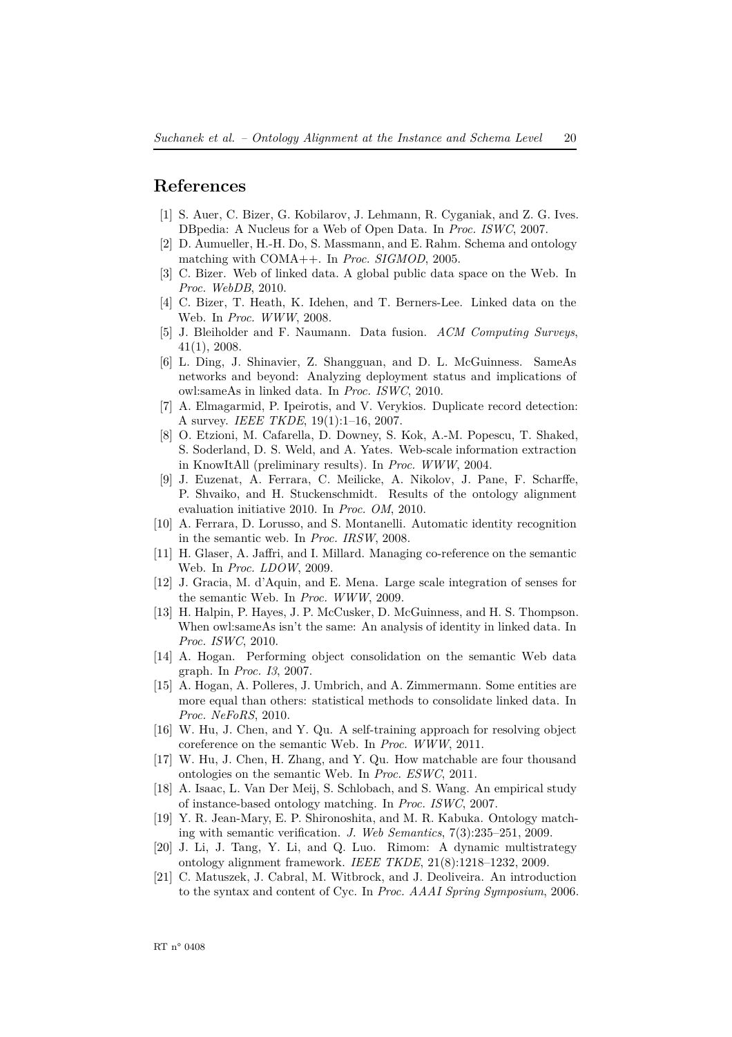## References

[1] S. Auer, C. Bizer, G. Kobilarov, J. Lehmann, R. Cyganiak, and Z. G. Ives. DBpedia: A Nucleus for a Web of Open Data. In *Proc. ISWC*, 2007.

[2] D. Aumueller, H.-H. Do, S. Massmann, and E. Rahm. Schema and ontology matching with COMA++. In *Proc. SIGMOD*, 2005.

[3] C. Bizer. Web of linked data. A global public data space on the Web. In *Proc. WebDB*, 2010.

[4] C. Bizer, T. Heath, K. Idehen, and T. Berners-Lee. Linked data on the Web. In *Proc. WWW*, 2008.

[5] J. Bleiholder and F. Naumann. Data fusion. *ACM Computing Surveys*, 41(1), 2008.

[6] L. Ding, J. Shinavier, Z. Shangguan, and D. L. McGuinness. SameAs networks and beyond: Analyzing deployment status and implications of owl:sameAs in linked data. In *Proc. ISWC*, 2010.

[7] A. Elmagarmid, P. Ipeirotis, and V. Verykios. Duplicate record detection: A survey. *IEEE TKDE*, 19(1):1–16, 2007.

[8] O. Etzioni, M. Cafarella, D. Downey, S. Kok, A.-M. Popescu, T. Shaked, S. Soderland, D. S. Weld, and A. Yates. Web-scale information extraction in KnowItAll (preliminary results). In *Proc. WWW*, 2004.

[9] J. Euzenat, A. Ferrara, C. Meilicke, A. Nikolov, J. Pane, F. Scharffe, P. Shvaiko, and H. Stuckenschmidt. Results of the ontology alignment evaluation initiative 2010. In *Proc. OM*, 2010.

[10] A. Ferrara, D. Lorusso, and S. Montanelli. Automatic identity recognition in the semantic web. In *Proc. IRSW*, 2008.

[11] H. Glaser, A. Jaffri, and I. Millard. Managing co-reference on the semantic Web. In *Proc. LDOW*, 2009.

[12] J. Gracia, M. d'Aquin, and E. Mena. Large scale integration of senses for the semantic Web. In *Proc. WWW*, 2009.

[13] H. Halpin, P. Hayes, J. P. McCusker, D. McGuinness, and H. S. Thompson. When owl:sameAs isn't the same: An analysis of identity in linked data. In *Proc. ISWC*, 2010.

[14] A. Hogan. Performing object consolidation on the semantic Web data graph. In *Proc. I3*, 2007.

[15] A. Hogan, A. Polleres, J. Umbrich, and A. Zimmermann. Some entities are more equal than others: statistical methods to consolidate linked data. In *Proc. NeFoRS*, 2010.

[16] W. Hu, J. Chen, and Y. Qu. A self-training approach for resolving object coreference on the semantic Web. In *Proc. WWW*, 2011.

[17] W. Hu, J. Chen, H. Zhang, and Y. Qu. How matchable are four thousand ontologies on the semantic Web. In *Proc. ESWC*, 2011.

[18] A. Isaac, L. Van Der Meij, S. Schlobach, and S. Wang. An empirical study of instance-based ontology matching. In *Proc. ISWC*, 2007.

[19] Y. R. Jean-Mary, E. P. Shironoshita, and M. R. Kabuka. Ontology matching with semantic verification. *J. Web Semantics*, 7(3):235–251, 2009.

[20] J. Li, J. Tang, Y. Li, and Q. Luo. Rimom: A dynamic multistrategy ontology alignment framework. *IEEE TKDE*, 21(8):1218–1232, 2009.

[21] C. Matuszek, J. Cabral, M. Witbrock, and J. Deoliveira. An introduction to the syntax and content of Cyc. In *Proc. AAAI Spring Symposium*, 2006.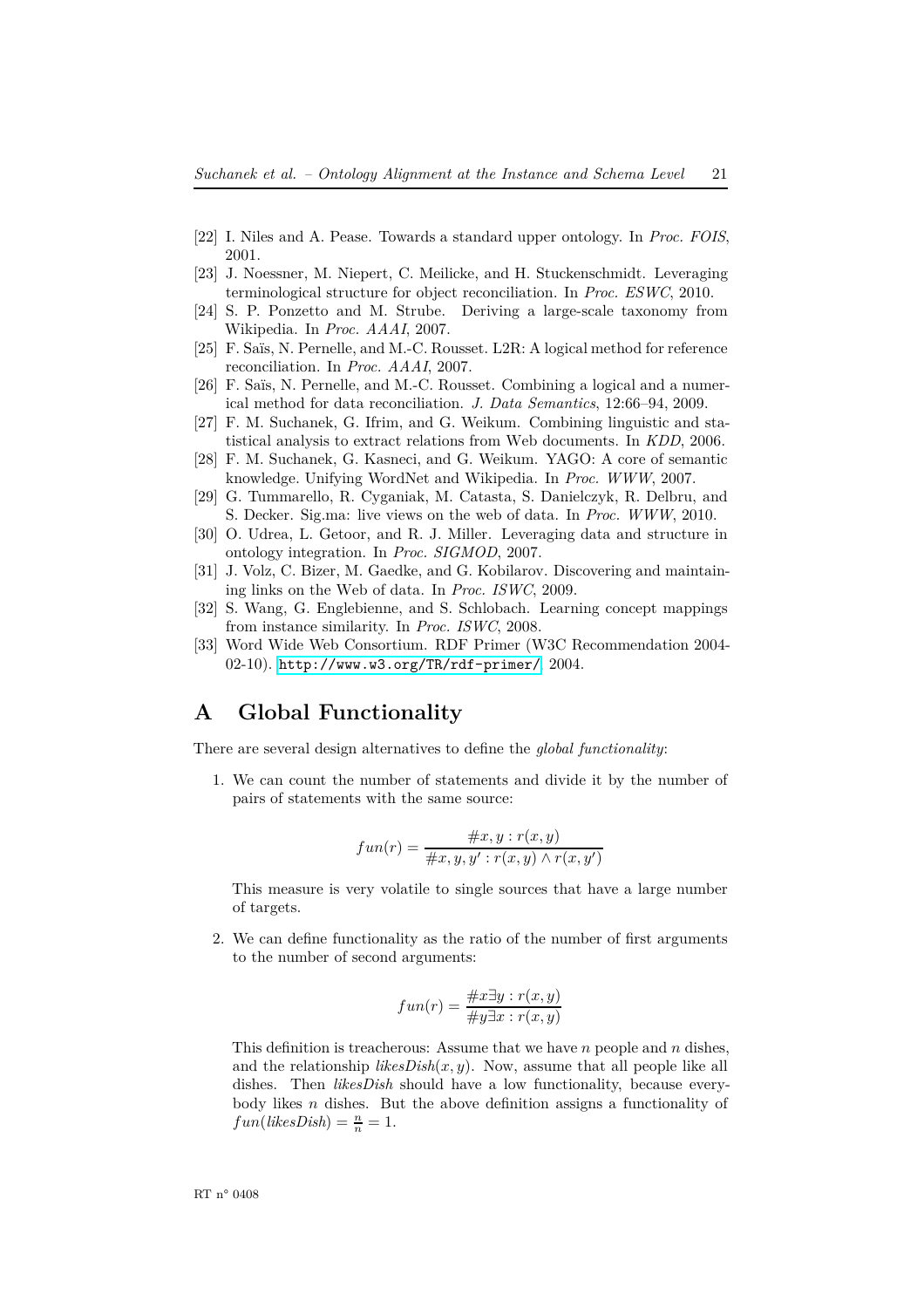[22] I. Niles and A. Pease. Towards a standard upper ontology. In *Proc. FOIS*, 2001.

[23] J. Noessner, M. Niepert, C. Meilicke, and H. Stuckenschmidt. Leveraging terminological structure for object reconciliation. In *Proc. ESWC*, 2010.

[24] S. P. Ponzetto and M. Strube. Deriving a large-scale taxonomy from Wikipedia. In *Proc. AAAI*, 2007.

[25] F. Saïs, N. Pernelle, and M.-C. Rousset. L2R: A logical method for reference reconciliation. In *Proc. AAAI*, 2007.

[26] F. Saïs, N. Pernelle, and M.-C. Rousset. Combining a logical and a numerical method for data reconciliation. *J. Data Semantics*, 12:66–94, 2009.

[27] F. M. Suchanek, G. Ifrim, and G. Weikum. Combining linguistic and statistical analysis to extract relations from Web documents. In *KDD*, 2006.

[28] F. M. Suchanek, G. Kasneci, and G. Weikum. YAGO: A core of semantic knowledge. Unifying WordNet and Wikipedia. In *Proc. WWW*, 2007.

[29] G. Tummarello, R. Cyganiak, M. Catasta, S. Danielczyk, R. Delbru, and S. Decker. Sig.ma: live views on the web of data. In *Proc. WWW*, 2010.

[30] O. Udrea, L. Getoor, and R. J. Miller. Leveraging data and structure in ontology integration. In *Proc. SIGMOD*, 2007.

[31] J. Volz, C. Bizer, M. Gaedke, and G. Kobilarov. Discovering and maintaining links on the Web of data. In *Proc. ISWC*, 2009.

[32] S. Wang, G. Englebienne, and S. Schlobach. Learning concept mappings from instance similarity. In *Proc. ISWC*, 2008.

[33] Word Wide Web Consortium. RDF Primer (W3C Recommendation 2004-02-10). http://www.w3.org/TR/rdf-primer/, 2004.

# A Global Functionality

There are several design alternatives to define the *global functionality*:

1. We can count the number of statements and divide it by the number of pairs of statements with the same source:

$$fun(r) = \frac{\#x, y : r(x, y)}{\#x, y, y' : r(x, y) \wedge r(x, y')}$$

   This measure is very volatile to single sources that have a large number of targets.

2. We can define functionality as the ratio of the number of first arguments to the number of second arguments:

$$fun(r) = \frac{\#x \exists y : r(x, y)}{\#y \exists x : r(x, y)}$$

   This definition is treacherous: Assume that we have $n$ people and $n$ dishes, and the relationship $likesDish(x, y)$. Now, assume that all people like all dishes. Then *likesDish* should have a low functionality, because everybody likes $n$ dishes. But the above definition assigns a functionality of $fun(likesDish) = \frac{n}{n} = 1$.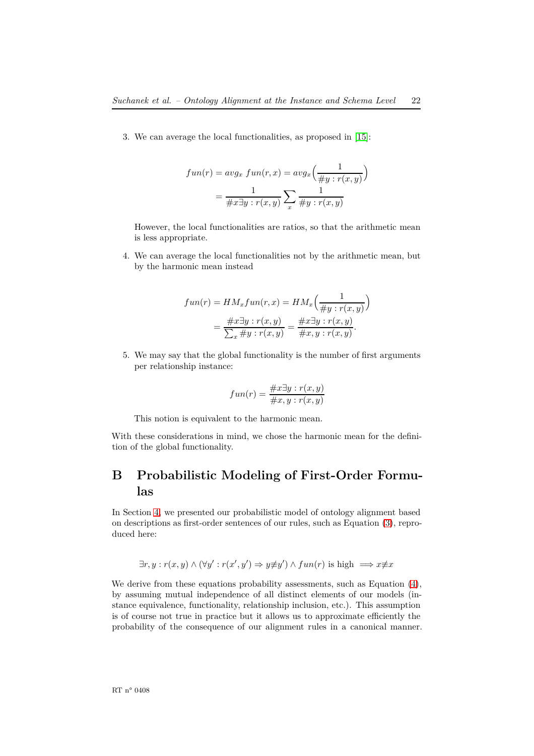3. We can average the local functionalities, as proposed in [15]:

$$
\begin{aligned}
fun(r) = avg_x \ fun(r,x) = avg_x\Big(\frac{1}{\#y : r(x,y)}\Big) \\
= \frac{1}{\#x\exists y : r(x,y)} \sum_x \frac{1}{\#y : r(x,y)}
\end{aligned}
$$

   However, the local functionalities are ratios, so that the arithmetic mean is less appropriate.

4. We can average the local functionalities not by the arithmetic mean, but by the harmonic mean instead

$$
\begin{aligned}
fun(r) = HM_x fun(r,x) = HM_x\Big(\frac{1}{\#y : r(x,y)}\Big) \\
= \frac{\#x\exists y : r(x,y)}{\sum_x \#y : r(x,y)} = \frac{\#x\exists y : r(x,y)}{\#x, y : r(x,y)}.
\end{aligned}
$$

5. We may say that the global functionality is the number of first arguments per relationship instance:

$$
fun(r) = \frac{\#x\exists y : r(x,y)}{\#x, y : r(x,y)}
$$

   This notion is equivalent to the harmonic mean.

With these considerations in mind, we chose the harmonic mean for the definition of the global functionality.

# B Probabilistic Modeling of First-Order Formulas

In Section 4, we presented our probabilistic model of ontology alignment based on descriptions as first-order sentences of our rules, such as Equation (3), reproduced here:

$$
\exists r, y : r(x,y) \wedge (\forall y' : r(x',y') \Rightarrow y \not\equiv y') \wedge fun(r) \text{ is high } \implies x \not\equiv x
$$

We derive from these equations probability assessments, such as Equation (4), by assuming mutual independence of all distinct elements of our models (instance equivalence, functionality, relationship inclusion, etc.). This assumption is of course not true in practice but it allows us to approximate efficiently the probability of the consequence of our alignment rules in a canonical manner.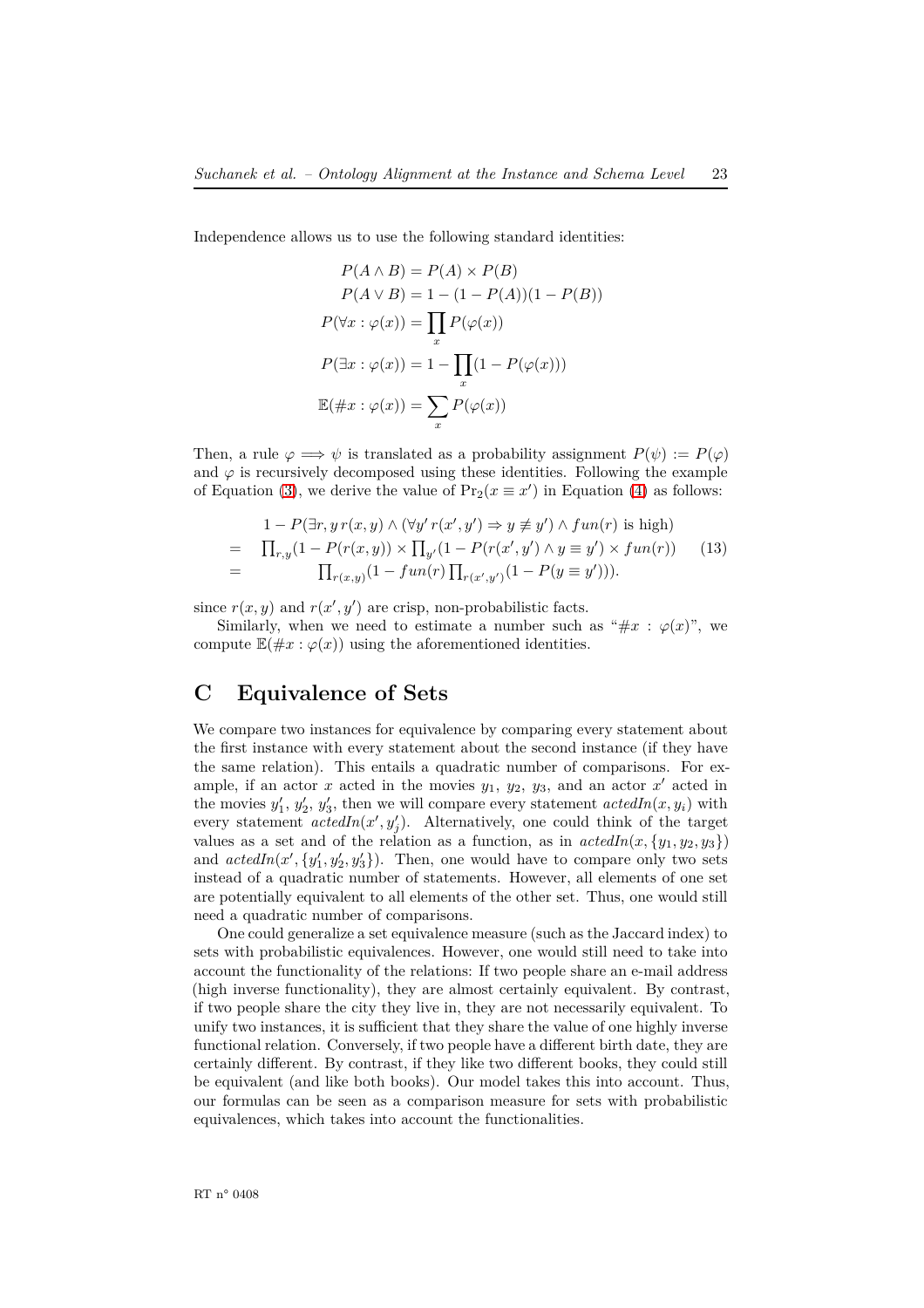Independence allows us to use the following standard identities:

$$
\begin{aligned}
P(A \wedge B) &= P(A) \times P(B) \\
P(A \vee B) &= 1 - (1 - P(A))(1 - P(B)) \\
P(\forall x : \varphi(x)) &= \prod_x P(\varphi(x)) \\
P(\exists x : \varphi(x)) &= 1 - \prod_x (1 - P(\varphi(x))) \\
\mathbb{E}(\#x : \varphi(x)) &= \sum_x P(\varphi(x))
\end{aligned}
$$

Then, a rule $\varphi \implies \psi$ is translated as a probability assignment $P(\psi) := P(\varphi)$ and $\varphi$ is recursively decomposed using these identities. Following the example of Equation (3), we derive the value of $\Pr_2(x \equiv x')$ in Equation (4) as follows:

$$
\begin{aligned}
& 1 - P(\exists r, y\, r(x, y) \wedge (\forall y'\, r(x', y') \Rightarrow y \not\equiv y') \wedge fun(r) \text{ is high}) \\
= \;& \textstyle\prod_{r,y} (1 - P(r(x, y)) \times \prod_{y'} (1 - P(r(x', y') \wedge y \equiv y') \times fun(r)) \qquad (13) \\
= \;& \textstyle\prod_{r(x,y)} (1 - fun(r) \prod_{r(x',y')} (1 - P(y \equiv y'))).
\end{aligned}
$$

since $r(x, y)$ and $r(x', y')$ are crisp, non-probabilistic facts.

Similarly, when we need to estimate a number such as "$\#x : \varphi(x)$", we compute $\mathbb{E}(\#x : \varphi(x))$ using the aforementioned identities.

# C Equivalence of Sets

We compare two instances for equivalence by comparing every statement about the first instance with every statement about the second instance (if they have the same relation). This entails a quadratic number of comparisons. For example, if an actor $x$ acted in the movies $y_1$, $y_2$, $y_3$, and an actor $x'$ acted in the movies $y'_1$, $y'_2$, $y'_3$, then we will compare every statement $actedIn(x, y_i)$ with every statement $actedIn(x', y'_j)$. Alternatively, one could think of the target values as a set and of the relation as a function, as in $actedIn(x, \{y_1, y_2, y_3\})$ and $actedIn(x', \{y'_1, y'_2, y'_3\})$. Then, one would have to compare only two sets instead of a quadratic number of statements. However, all elements of one set are potentially equivalent to all elements of the other set. Thus, one would still need a quadratic number of comparisons.

One could generalize a set equivalence measure (such as the Jaccard index) to sets with probabilistic equivalences. However, one would still need to take into account the functionality of the relations: If two people share an e-mail address (high inverse functionality), they are almost certainly equivalent. By contrast, if two people share the city they live in, they are not necessarily equivalent. To unify two instances, it is sufficient that they share the value of one highly inverse functional relation. Conversely, if two people have a different birth date, they are certainly different. By contrast, if they like two different books, they could still be equivalent (and like both books). Our model takes this into account. Thus, our formulas can be seen as a comparison measure for sets with probabilistic equivalences, which takes into account the functionalities.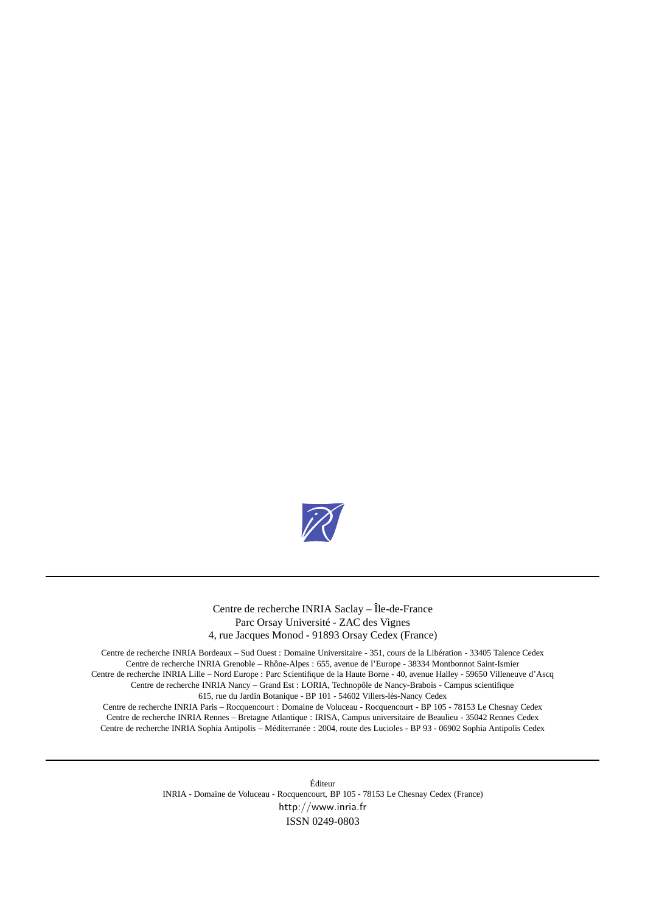Centre de recherche INRIA Saclay – Île-de-France
Parc Orsay Université - ZAC des Vignes
4, rue Jacques Monod - 91893 Orsay Cedex (France)

Centre de recherche INRIA Bordeaux – Sud Ouest : Domaine Universitaire - 351, cours de la Libération - 33405 Talence Cedex
Centre de recherche INRIA Grenoble – Rhône-Alpes : 655, avenue de l'Europe - 38334 Montbonnot Saint-Ismier
Centre de recherche INRIA Lille – Nord Europe : Parc Scientifique de la Haute Borne - 40, avenue Halley - 59650 Villeneuve d'Ascq
Centre de recherche INRIA Nancy – Grand Est : LORIA, Technopôle de Nancy-Brabois - Campus scientifique
615, rue du Jardin Botanique - BP 101 - 54602 Villers-lès-Nancy Cedex
Centre de recherche INRIA Paris – Rocquencourt : Domaine de Voluceau - Rocquencourt - BP 105 - 78153 Le Chesnay Cedex
Centre de recherche INRIA Rennes – Bretagne Atlantique : IRISA, Campus universitaire de Beaulieu - 35042 Rennes Cedex
Centre de recherche INRIA Sophia Antipolis – Méditerranée : 2004, route des Lucioles - BP 93 - 06902 Sophia Antipolis Cedex

Éditeur
INRIA - Domaine de Voluceau - Rocquencourt, BP 105 - 78153 Le Chesnay Cedex (France)
http://www.inria.fr
ISSN 0249-0803